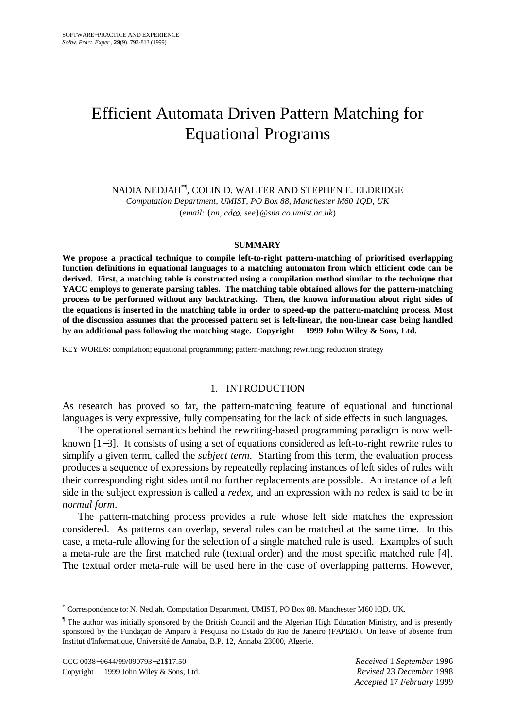# Efficient Automata Driven Pattern Matching for Equational Programs

NADIA NEDJAH[*¶], COLIN D. WALTER AND STEPHEN E. ELDRIDGE

*Computation Department, UMIST, PO Box 88, Manchester M60 1QD, UK*

(*email*: {*nn*, *cd*ω, *see*}*@sna.co.umist.ac.uk*)

**SUMMARY**

**We propose a practical technique to compile left-to-right pattern-matching of prioritised overlapping function definitions in equational languages to a matching automaton from which efficient code can be derived. First, a matching table is constructed using a compilation method similar to the technique that YACC employs to generate parsing tables. The matching table obtained allows for the pattern-matching process to be performed without any backtracking. Then, the known information about right sides of the equations is inserted in the matching table in order to speed-up the pattern-matching process. Most of the discussion assumes that the processed pattern set is left-linear, the non-linear case being handled by an additional pass following the matching stage. Copyright 1999 John Wiley & Sons, Ltd.**

KEY WORDS: compilation; equational programming; pattern-matching; rewriting; reduction strategy

## 1. INTRODUCTION

As research has proved so far, the pattern-matching feature of equational and functional languages is very expressive, fully compensating for the lack of side effects in such languages.

The operational semantics behind the rewriting-based programming paradigm is now well-known [1−3]. It consists of using a set of equations considered as left-to-right rewrite rules to simplify a given term, called the *subject term*. Starting from this term, the evaluation process produces a sequence of expressions by repeatedly replacing instances of left sides of rules with their corresponding right sides until no further replacements are possible. An instance of a left side in the subject expression is called a *redex*, and an expression with no redex is said to be in *normal form*.

The pattern-matching process provides a rule whose left side matches the expression considered. As patterns can overlap, several rules can be matched at the same time. In this case, a meta-rule allowing for the selection of a single matched rule is used. Examples of such a meta-rule are the first matched rule (textual order) and the most specific matched rule [4]. The textual order meta-rule will be used here in the case of overlapping patterns. However,

---

[*] Correspondence to: N. Nedjah, Computation Department, UMIST, PO Box 88, Manchester M60 lQD, UK.

[¶] The author was initially sponsored by the British Council and the Algerian High Education Ministry, and is presently sponsored by the Fundação de Amparo à Pesquisa no Estado do Rio de Janeiro (FAPERJ). On leave of absence from Institut d'Informatique, Université de Annaba, B.P. 12, Annaba 23000, Algerie.

CCC 0038−0644/99/090793−21$17.50 — *Received* 1 *September* 1996

Copyright 1999 John Wiley & Sons, Ltd. — *Revised* 23 *December* 1998

*Accepted* 17 *February* 1999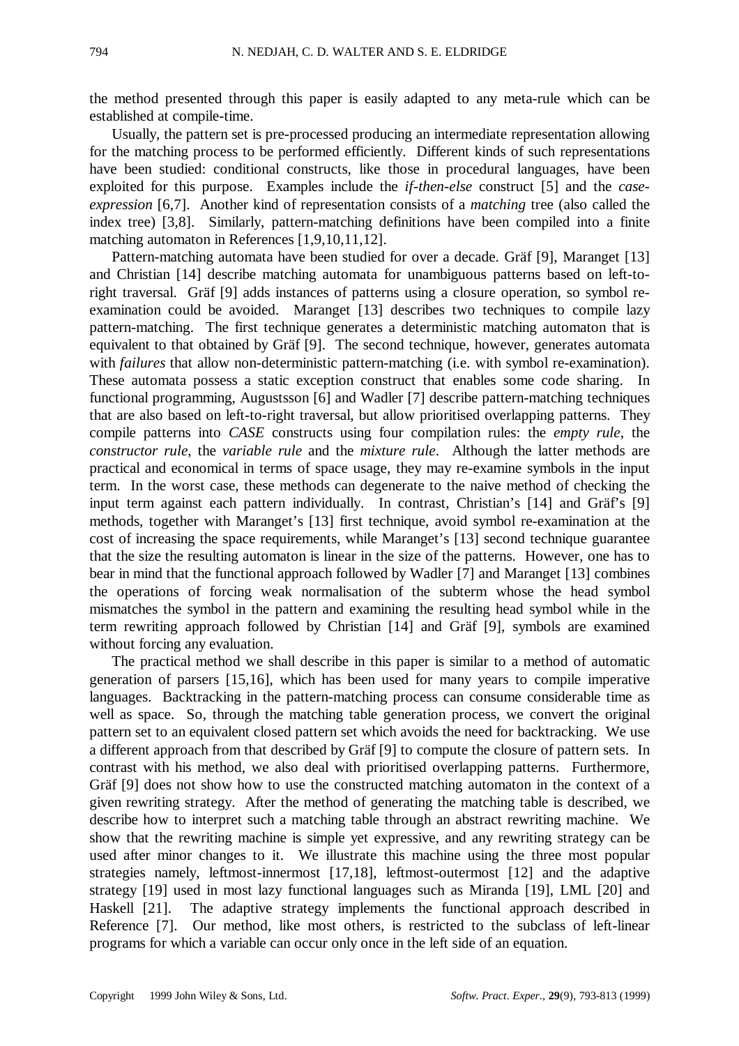the method presented through this paper is easily adapted to any meta-rule which can be established at compile-time.

Usually, the pattern set is pre-processed producing an intermediate representation allowing for the matching process to be performed efficiently. Different kinds of such representations have been studied: conditional constructs, like those in procedural languages, have been exploited for this purpose. Examples include the *if-then-else* construct [5] and the *case-expression* [6,7]. Another kind of representation consists of a *matching* tree (also called the index tree) [3,8]. Similarly, pattern-matching definitions have been compiled into a finite matching automaton in References [1,9,10,11,12].

Pattern-matching automata have been studied for over a decade. Gräf [9], Maranget [13] and Christian [14] describe matching automata for unambiguous patterns based on left-to-right traversal. Gräf [9] adds instances of patterns using a closure operation, so symbol re-examination could be avoided. Maranget [13] describes two techniques to compile lazy pattern-matching. The first technique generates a deterministic matching automaton that is equivalent to that obtained by Gräf [9]. The second technique, however, generates automata with *failures* that allow non-deterministic pattern-matching (i.e. with symbol re-examination). These automata possess a static exception construct that enables some code sharing. In functional programming, Augustsson [6] and Wadler [7] describe pattern-matching techniques that are also based on left-to-right traversal, but allow prioritised overlapping patterns. They compile patterns into *CASE* constructs using four compilation rules: the *empty rule*, the *constructor rule*, the *variable rule* and the *mixture rule*. Although the latter methods are practical and economical in terms of space usage, they may re-examine symbols in the input term. In the worst case, these methods can degenerate to the naive method of checking the input term against each pattern individually. In contrast, Christian's [14] and Gräf's [9] methods, together with Maranget's [13] first technique, avoid symbol re-examination at the cost of increasing the space requirements, while Maranget's [13] second technique guarantee that the size the resulting automaton is linear in the size of the patterns. However, one has to bear in mind that the functional approach followed by Wadler [7] and Maranget [13] combines the operations of forcing weak normalisation of the subterm whose the head symbol mismatches the symbol in the pattern and examining the resulting head symbol while in the term rewriting approach followed by Christian [14] and Gräf [9], symbols are examined without forcing any evaluation.

The practical method we shall describe in this paper is similar to a method of automatic generation of parsers [15,16], which has been used for many years to compile imperative languages. Backtracking in the pattern-matching process can consume considerable time as well as space. So, through the matching table generation process, we convert the original pattern set to an equivalent closed pattern set which avoids the need for backtracking. We use a different approach from that described by Gräf [9] to compute the closure of pattern sets. In contrast with his method, we also deal with prioritised overlapping patterns. Furthermore, Gräf [9] does not show how to use the constructed matching automaton in the context of a given rewriting strategy. After the method of generating the matching table is described, we describe how to interpret such a matching table through an abstract rewriting machine. We show that the rewriting machine is simple yet expressive, and any rewriting strategy can be used after minor changes to it. We illustrate this machine using the three most popular strategies namely, leftmost-innermost [17,18], leftmost-outermost [12] and the adaptive strategy [19] used in most lazy functional languages such as Miranda [19], LML [20] and Haskell [21]. The adaptive strategy implements the functional approach described in Reference [7]. Our method, like most others, is restricted to the subclass of left-linear programs for which a variable can occur only once in the left side of an equation.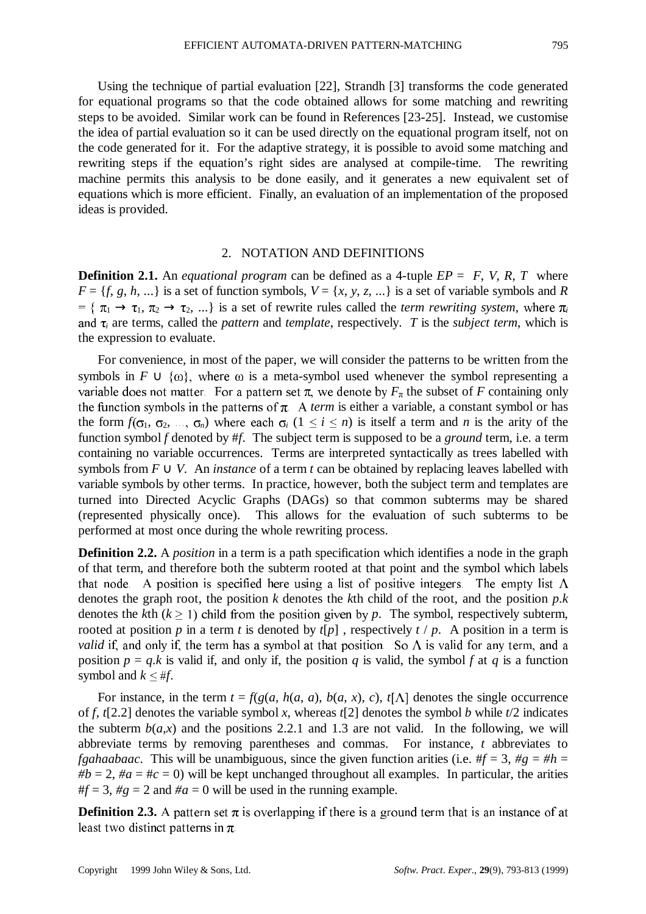Using the technique of partial evaluation [22], Strandh [3] transforms the code generated for equational programs so that the code obtained allows for some matching and rewriting steps to be avoided. Similar work can be found in References [23-25]. Instead, we customise the idea of partial evaluation so it can be used directly on the equational program itself, not on the code generated for it. For the adaptive strategy, it is possible to avoid some matching and rewriting steps if the equation's right sides are analysed at compile-time. The rewriting machine permits this analysis to be done easily, and it generates a new equivalent set of equations which is more efficient. Finally, an evaluation of an implementation of the proposed ideas is provided.

## 2. NOTATION AND DEFINITIONS

**Definition 2.1.** An *equational program* can be defined as a 4-tuple $EP = \langle F, V, R, T\rangle$ where $F = \{f, g, h, ...\}$ is a set of function symbols, $V = \{x, y, z, ...\}$ is a set of variable symbols and $R = \{\pi_1 \rightarrow \tau_1, \pi_2 \rightarrow \tau_2, ...\}$ is a set of rewrite rules called the *term rewriting system*, where $\pi_i$ and $\tau_i$ are terms, called the *pattern* and *template*, respectively. $T$ is the *subject term*, which is the expression to evaluate.

For convenience, in most of the paper, we will consider the patterns to be written from the symbols in $F \cup \{\omega\}$, where $\omega$ is a meta-symbol used whenever the symbol representing a variable does not matter. For a pattern set $\pi$, we denote by $F_\pi$ the subset of $F$ containing only the function symbols in the patterns of $\pi$. A *term* is either a variable, a constant symbol or has the form $f(\sigma_1, \sigma_2, \ldots, \sigma_n)$ where each $\sigma_i$ $(1 \leq i \leq n)$ is itself a term and $n$ is the arity of the function symbol $f$ denoted by $\#f$. The subject term is supposed to be a *ground* term, i.e. a term containing no variable occurrences. Terms are interpreted syntactically as trees labelled with symbols from $F \cup V$. An *instance* of a term $t$ can be obtained by replacing leaves labelled with variable symbols by other terms. In practice, however, both the subject term and templates are turned into Directed Acyclic Graphs (DAGs) so that common subterms may be shared (represented physically once). This allows for the evaluation of such subterms to be performed at most once during the whole rewriting process.

**Definition 2.2.** A *position* in a term is a path specification which identifies a node in the graph of that term, and therefore both the subterm rooted at that point and the symbol which labels that node. A position is specified here using a list of positive integers. The empty list $\Lambda$ denotes the graph root, the position $k$ denotes the $k$th child of the root, and the position $p.k$ denotes the $k$th $(k \geq 1)$ child from the position given by $p$. The symbol, respectively subterm, rooted at position $p$ in a term $t$ is denoted by $t[p]$ , respectively $t / p$. A position in a term is *valid* if, and only if, the term has a symbol at that position. So $\Lambda$ is valid for any term, and a position $p = q.k$ is valid if, and only if, the position $q$ is valid, the symbol $f$ at $q$ is a function symbol and $k \leq \#f$.

For instance, in the term $t = f(g(a, h(a, a), b(a, x), c)$, $t[\Lambda]$ denotes the single occurrence of $f$, $t[2.2]$ denotes the variable symbol $x$, whereas $t[2]$ denotes the symbol $b$ while $t/2$ indicates the subterm $b(a,x)$ and the positions 2.2.1 and 1.3 are not valid. In the following, we will abbreviate terms by removing parentheses and commas. For instance, $t$ abbreviates to *fgahaabaac*. This will be unambiguous, since the given function arities (i.e. $\#f = 3$, $\#g = \#h = \#b = 2$, $\#a = \#c = 0$) will be kept unchanged throughout all examples. In particular, the arities $\#f = 3$, $\#g = 2$ and $\#a = 0$ will be used in the running example.

**Definition 2.3.** A pattern set $\pi$ is overlapping if there is a ground term that is an instance of at least two distinct patterns in $\pi$.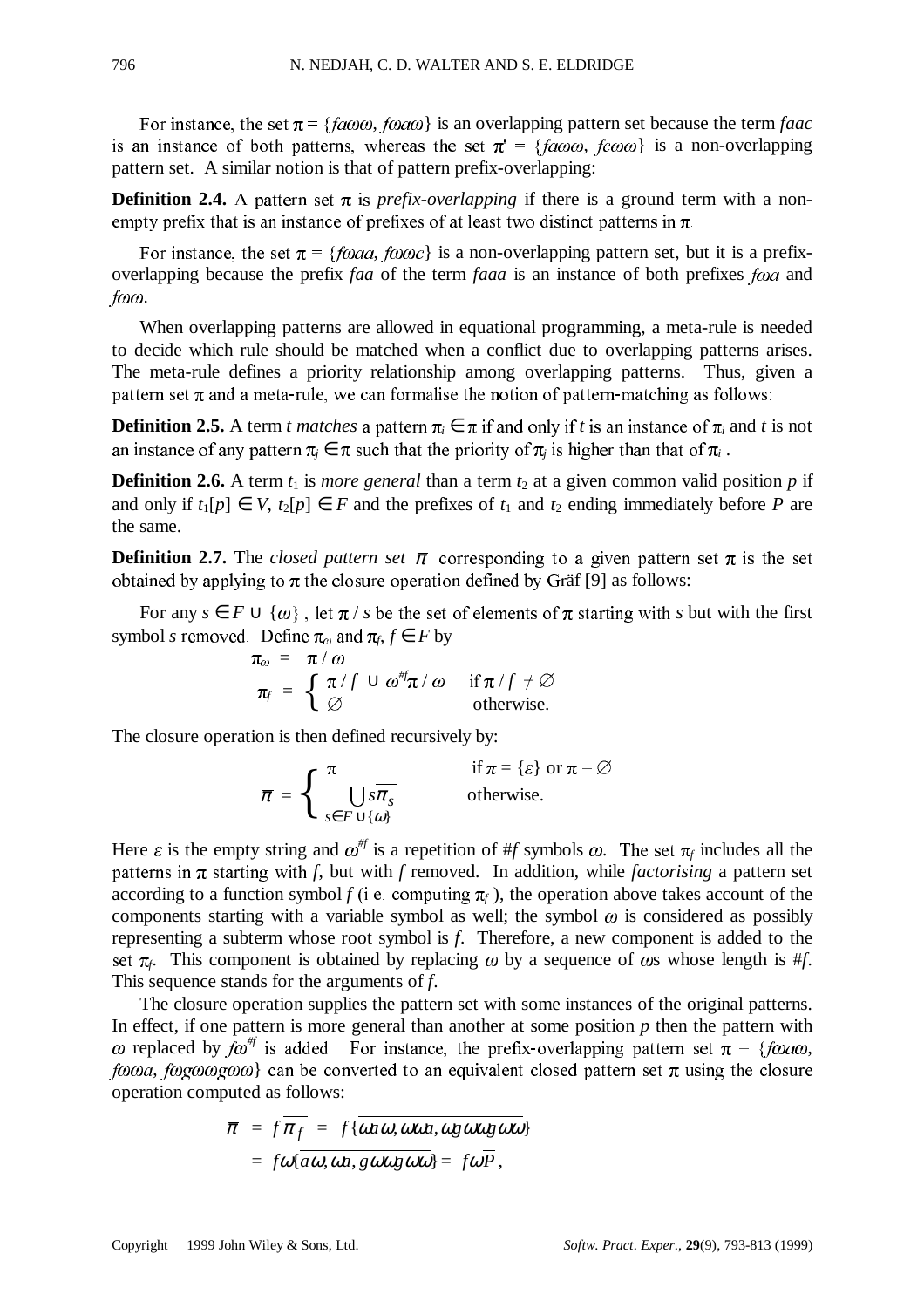For instance, the set $\pi = \{fa\omega\omega, f\omega a\omega\}$ is an overlapping pattern set because the term *faac* is an instance of both patterns, whereas the set $\pi' = \{fa\omega\omega, fc\omega\omega\}$ is a non-overlapping pattern set. A similar notion is that of pattern prefix-overlapping:

**Definition 2.4.** A pattern set $\pi$ is *prefix-overlapping* if there is a ground term with a non-empty prefix that is an instance of prefixes of at least two distinct patterns in $\pi$.

For instance, the set $\pi = \{f\omega aa, f\omega\omega c\}$ is a non-overlapping pattern set, but it is a prefix-overlapping because the prefix *faa* of the term *faaa* is an instance of both prefixes $f\omega a$ and $f\omega\omega$.

When overlapping patterns are allowed in equational programming, a meta-rule is needed to decide which rule should be matched when a conflict due to overlapping patterns arises. The meta-rule defines a priority relationship among overlapping patterns. Thus, given a pattern set $\pi$ and a meta-rule, we can formalise the notion of pattern-matching as follows:

**Definition 2.5.** A term *t matches* a pattern $\pi_i \in \pi$ if and only if *t* is an instance of $\pi_i$ and *t* is not an instance of any pattern $\pi_j \in \pi$ such that the priority of $\pi_j$ is higher than that of $\pi_i$.

**Definition 2.6.** A term $t_1$ is *more general* than a term $t_2$ at a given common valid position *p* if and only if $t_1[p] \in V$, $t_2[p] \in F$ and the prefixes of $t_1$ and $t_2$ ending immediately before *P* are the same.

**Definition 2.7.** The *closed pattern set* $\overline{\pi}$ corresponding to a given pattern set $\pi$ is the set obtained by applying to $\pi$ the closure operation defined by Gräf [9] as follows:

For any $s \in F \cup \{\omega\}$, let $\pi / s$ be the set of elements of $\pi$ starting with *s* but with the first symbol *s* removed. Define $\pi_\omega$ and $\pi_f$, $f \in F$ by

$$\pi_\omega = \pi / \omega$$

$$\pi_f = \begin{cases} \pi / f \cup \omega^{\#f}\pi / \omega & \text{if } \pi / f \neq \emptyset \\ \emptyset & \text{otherwise.} \end{cases}$$

The closure operation is then defined recursively by:

$$\overline{\pi} = \begin{cases} \pi & \text{if } \pi = \{\varepsilon\} \text{ or } \pi = \emptyset \\ \bigcup_{s \in F \cup \{\omega\}} s\overline{\pi_s} & \text{otherwise.} \end{cases}$$

Here $\varepsilon$ is the empty string and $\omega^{\#f}$ is a repetition of #*f* symbols $\omega$. The set $\pi_f$ includes all the patterns in $\pi$ starting with *f*, but with *f* removed. In addition, while *factorising* a pattern set according to a function symbol *f* (i.e. computing $\pi_f$), the operation above takes account of the components starting with a variable symbol as well; the symbol $\omega$ is considered as possibly representing a subterm whose root symbol is *f*. Therefore, a new component is added to the set $\pi_f$. This component is obtained by replacing $\omega$ by a sequence of $\omega$s whose length is #*f*. This sequence stands for the arguments of *f*.

The closure operation supplies the pattern set with some instances of the original patterns. In effect, if one pattern is more general than another at some position *p* then the pattern with $\omega$ replaced by $f\omega^{\#f}$ is added. For instance, the prefix-overlapping pattern set $\pi = \{f\omega a\omega, f\omega\omega a, f\omega g\omega\omega g\omega\omega\}$ can be converted to an equivalent closed pattern set $\pi$ using the closure operation computed as follows:

$$\overline{\pi} = f\,\overline{\pi_f} = f\,\{\overline{\omega a\omega, \omega\omega a, \omega g\omega\omega g\omega\omega}\}$$

$$= f\omega\{\overline{a\omega, \omega a, g\omega\omega g\omega\omega}\} = f\omega\overline{P},$$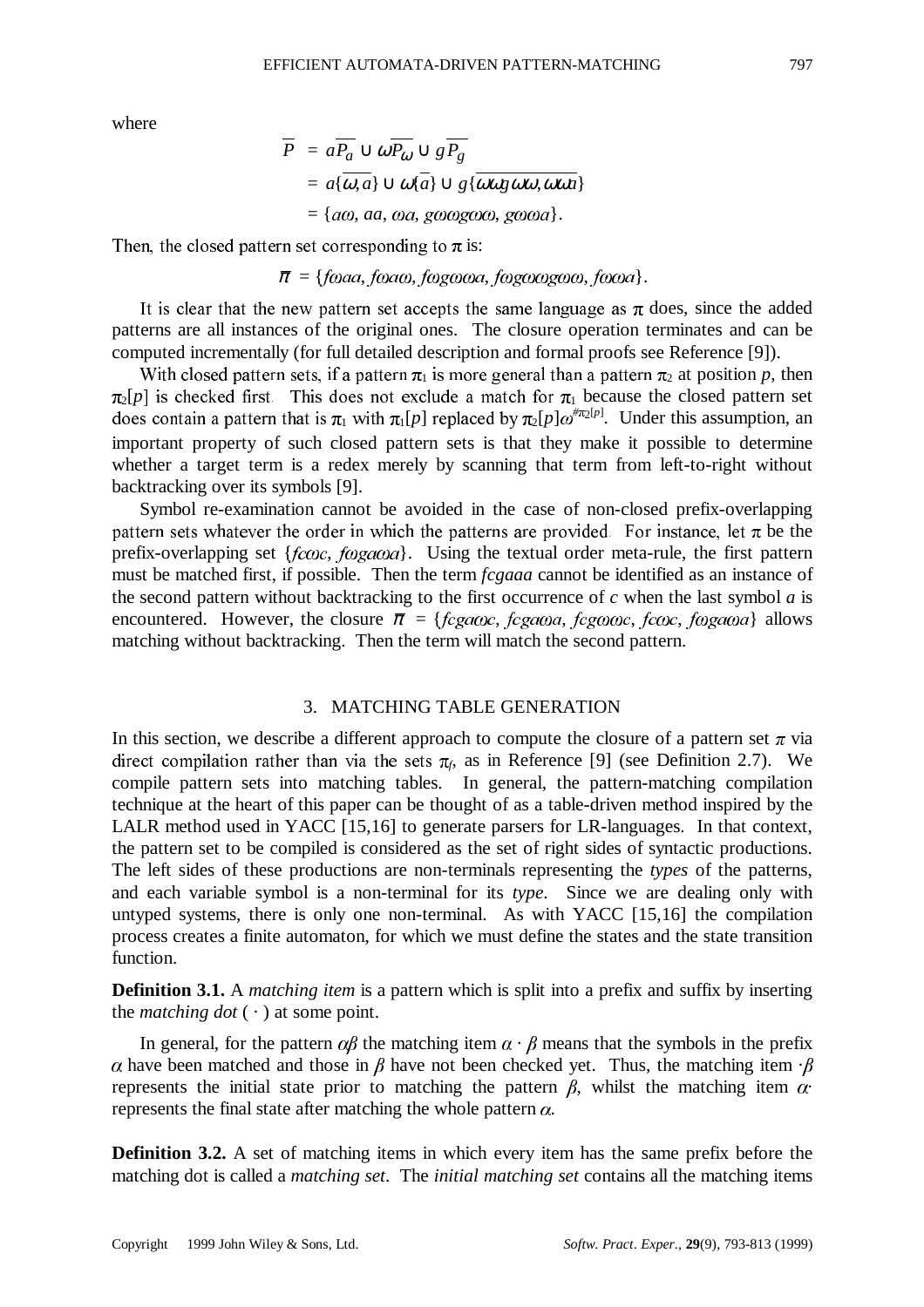where

$$
\begin{aligned}
\overline{P} &= a\overline{P_a} \cup \omega\overline{P_\omega} \cup g\overline{P_g} \\
&= a\{\overline{\omega, a}\} \cup \omega\{\overline{a}\} \cup g\{\overline{\omega\omega g\omega\omega, \omega\omega a}\} \\
&= \{a\omega,\ aa,\ \omega a,\ g\omega\omega g\omega\omega,\ g\omega\omega a\}.
\end{aligned}
$$

Then, the closed pattern set corresponding to $\pi$ is:

$$\overline{\pi} = \{f\omega aa,\ f\omega a\omega,\ f\omega g\omega\omega a,\ f\omega g\omega\omega g\omega\omega,\ f\omega\omega a\}.$$

It is clear that the new pattern set accepts the same language as $\pi$ does, since the added patterns are all instances of the original ones. The closure operation terminates and can be computed incrementally (for full detailed description and formal proofs see Reference [9]).

With closed pattern sets, if a pattern $\pi_1$ is more general than a pattern $\pi_2$ at position $p$, then $\pi_2[p]$ is checked first. This does not exclude a match for $\pi_1$ because the closed pattern set does contain a pattern that is $\pi_1$ with $\pi_1[p]$ replaced by $\pi_2[p]\omega^{\#\pi_2[p]}$. Under this assumption, an important property of such closed pattern sets is that they make it possible to determine whether a target term is a redex merely by scanning that term from left-to-right without backtracking over its symbols [9].

Symbol re-examination cannot be avoided in the case of non-closed prefix-overlapping pattern sets whatever the order in which the patterns are provided. For instance, let $\pi$ be the prefix-overlapping set $\{fc\omega c,\ f\omega ga\omega a\}$. Using the textual order meta-rule, the first pattern must be matched first, if possible. Then the term *fcgaaa* cannot be identified as an instance of the second pattern without backtracking to the first occurrence of *c* when the last symbol *a* is encountered. However, the closure $\overline{\pi} = \{fcga\omega c,\ fcga\omega a,\ fcg\omega\omega c,\ fc\omega c,\ f\omega ga\omega a\}$ allows matching without backtracking. Then the term will match the second pattern.

## 3. MATCHING TABLE GENERATION

In this section, we describe a different approach to compute the closure of a pattern set $\pi$ via direct compilation rather than via the sets $\pi_f$, as in Reference [9] (see Definition 2.7). We compile pattern sets into matching tables. In general, the pattern-matching compilation technique at the heart of this paper can be thought of as a table-driven method inspired by the LALR method used in YACC [15,16] to generate parsers for LR-languages. In that context, the pattern set to be compiled is considered as the set of right sides of syntactic productions. The left sides of these productions are non-terminals representing the *types* of the patterns, and each variable symbol is a non-terminal for its *type*. Since we are dealing only with untyped systems, there is only one non-terminal. As with YACC [15,16] the compilation process creates a finite automaton, for which we must define the states and the state transition function.

**Definition 3.1.** A *matching item* is a pattern which is split into a prefix and suffix by inserting the *matching dot* ( $\cdot$ ) at some point.

In general, for the pattern $\alpha\beta$ the matching item $\alpha \cdot \beta$ means that the symbols in the prefix $\alpha$ have been matched and those in $\beta$ have not been checked yet. Thus, the matching item $\cdot\beta$ represents the initial state prior to matching the pattern $\beta$, whilst the matching item $\alpha\cdot$ represents the final state after matching the whole pattern $\alpha$.

**Definition 3.2.** A set of matching items in which every item has the same prefix before the matching dot is called a *matching set*. The *initial matching set* contains all the matching items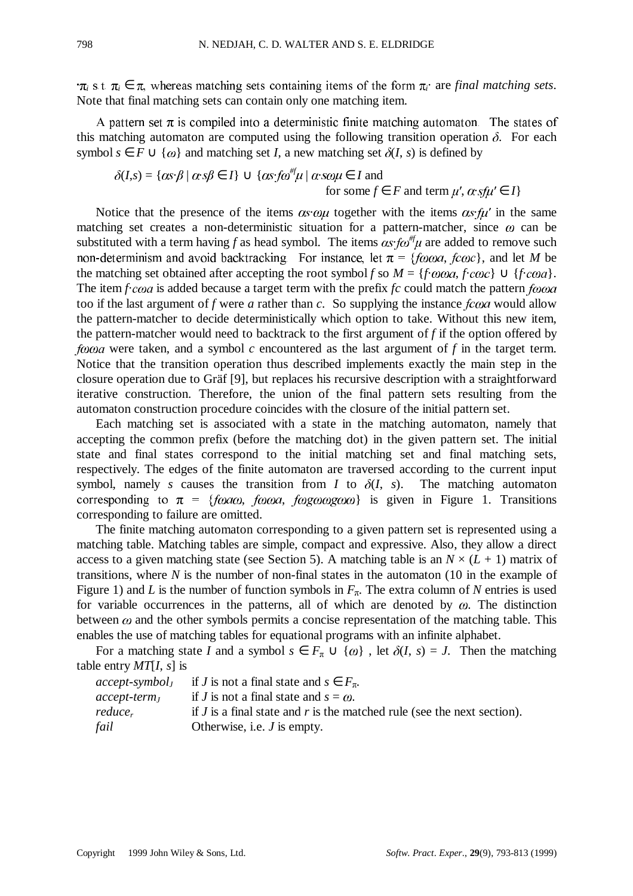$\cdot\pi_i$ s.t. $\pi_i \in \pi$, whereas matching sets containing items of the form $\pi_i\cdot$ are *final matching sets*. Note that final matching sets can contain only one matching item.

A pattern set $\pi$ is compiled into a deterministic finite matching automaton. The states of this matching automaton are computed using the following transition operation $\delta$. For each symbol $s \in F \cup \{\omega\}$ and matching set $I$, a new matching set $\delta(I, s)$ is defined by

$$\delta(I,s) = \{\alpha s\cdot\beta \mid \alpha\cdot s\beta \in I\} \cup \{\alpha s\cdot f\omega^{\#f}\mu \mid \alpha\cdot s\omega\mu \in I \text{ and for some } f \in F \text{ and term } \mu',\ \alpha\cdot sf\mu' \in I\}$$

Notice that the presence of the items $\alpha s\cdot\omega\mu$ together with the items $\alpha s\cdot f\mu'$ in the same matching set creates a non-deterministic situation for a pattern-matcher, since $\omega$ can be substituted with a term having $f$ as head symbol. The items $\alpha s\cdot f\omega^{\#f}\mu$ are added to remove such non-determinism and avoid backtracking. For instance, let $\pi = \{f\omega\omega a, fc\omega c\}$, and let $M$ be the matching set obtained after accepting the root symbol $f$ so $M = \{f\cdot\omega\omega a, f\cdot c\omega c\} \cup \{f\cdot c\omega a\}$. The item $f\cdot c\omega a$ is added because a target term with the prefix $fc$ could match the pattern $f\omega\omega a$ too if the last argument of $f$ were $a$ rather than $c$. So supplying the instance $fc\omega a$ would allow the pattern-matcher to decide deterministically which option to take. Without this new item, the pattern-matcher would need to backtrack to the first argument of $f$ if the option offered by $f\omega\omega a$ were taken, and a symbol $c$ encountered as the last argument of $f$ in the target term. Notice that the transition operation thus described implements exactly the main step in the closure operation due to Gräf [9], but replaces his recursive description with a straightforward iterative construction. Therefore, the union of the final pattern sets resulting from the automaton construction procedure coincides with the closure of the initial pattern set.

Each matching set is associated with a state in the matching automaton, namely that accepting the common prefix (before the matching dot) in the given pattern set. The initial state and final states correspond to the initial matching set and final matching sets, respectively. The edges of the finite automaton are traversed according to the current input symbol, namely $s$ causes the transition from $I$ to $\delta(I, s)$. The matching automaton corresponding to $\pi = \{f\omega a\omega, f\omega\omega a, f\omega g\omega\omega g\omega\omega\}$ is given in Figure 1. Transitions corresponding to failure are omitted.

The finite matching automaton corresponding to a given pattern set is represented using a matching table. Matching tables are simple, compact and expressive. Also, they allow a direct access to a given matching state (see Section 5). A matching table is an $N \times (L + 1)$ matrix of transitions, where $N$ is the number of non-final states in the automaton (10 in the example of Figure 1) and $L$ is the number of function symbols in $F_\pi$. The extra column of $N$ entries is used for variable occurrences in the patterns, all of which are denoted by $\omega$. The distinction between $\omega$ and the other symbols permits a concise representation of the matching table. This enables the use of matching tables for equational programs with an infinite alphabet.

For a matching state $I$ and a symbol $s \in F_\pi \cup \{\omega\}$, let $\delta(I, s) = J$. Then the matching table entry $MT[I, s]$ is

| | |
|---|---|
| *accept-symbol*$_J$ | if $J$ is not a final state and $s \in F_\pi$. |
| *accept-term*$_J$ | if $J$ is not a final state and $s = \omega$. |
| *reduce*$_r$ | if $J$ is a final state and $r$ is the matched rule (see the next section). |
| *fail* | Otherwise, i.e. $J$ is empty. |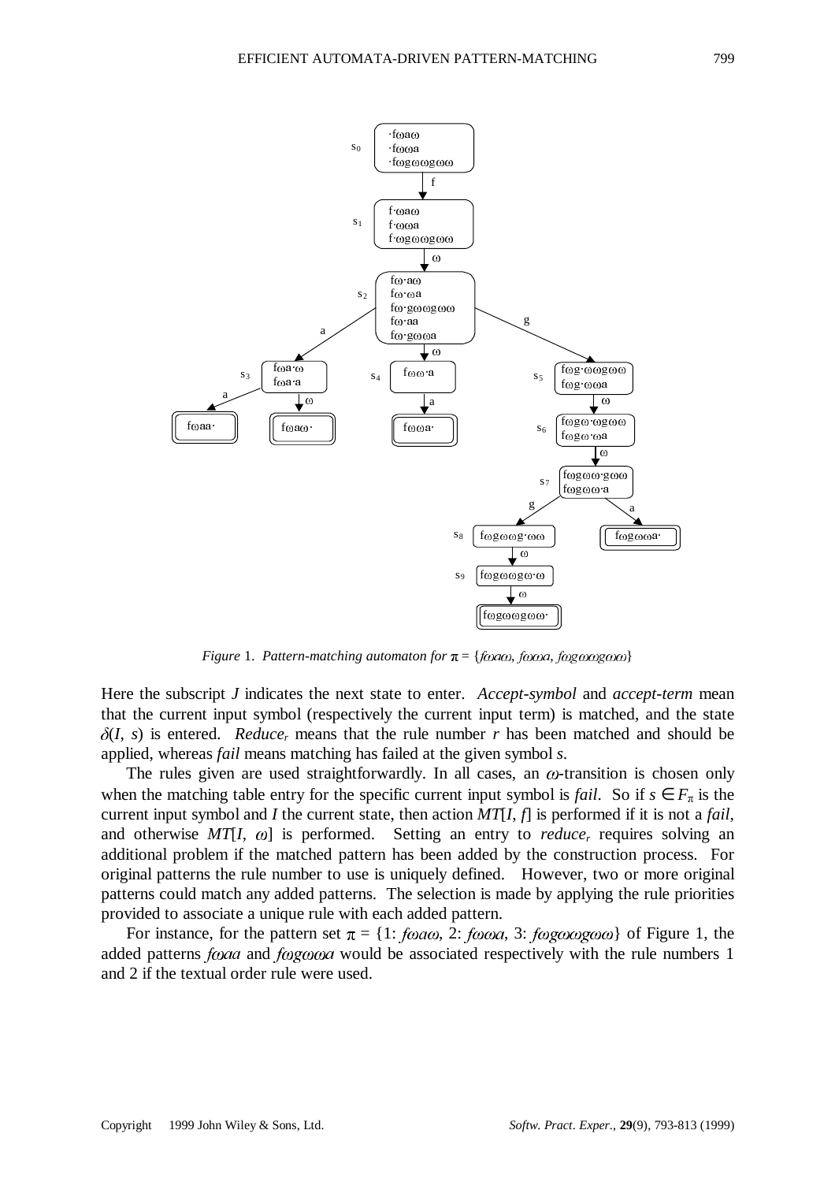*Figure* 1. *Pattern-matching automaton for* $\pi = \{f\omega a\omega, f\omega\omega a, f\omega g\omega\omega g\omega\omega\}$

Here the subscript $J$ indicates the next state to enter. *Accept-symbol* and *accept-term* mean that the current input symbol (respectively the current input term) is matched, and the state $\delta(I, s)$ is entered. *Reduce*$_r$ means that the rule number $r$ has been matched and should be applied, whereas *fail* means matching has failed at the given symbol $s$.

The rules given are used straightforwardly. In all cases, an $\omega$-transition is chosen only when the matching table entry for the specific current input symbol is *fail*. So if $s \in F_\pi$ is the current input symbol and $I$ the current state, then action $MT[I, f]$ is performed if it is not a *fail*, and otherwise $MT[I, \omega]$ is performed. Setting an entry to *reduce*$_r$ requires solving an additional problem if the matched pattern has been added by the construction process. For original patterns the rule number to use is uniquely defined. However, two or more original patterns could match any added patterns. The selection is made by applying the rule priorities provided to associate a unique rule with each added pattern.

For instance, for the pattern set $\pi = \{1\text{: } f\omega a\omega,\ 2\text{: } f\omega\omega a,\ 3\text{: } f\omega g\omega\omega g\omega\omega\}$ of Figure 1, the added patterns $f\omega aa$ and $f\omega g\omega\omega a$ would be associated respectively with the rule numbers 1 and 2 if the textual order rule were used.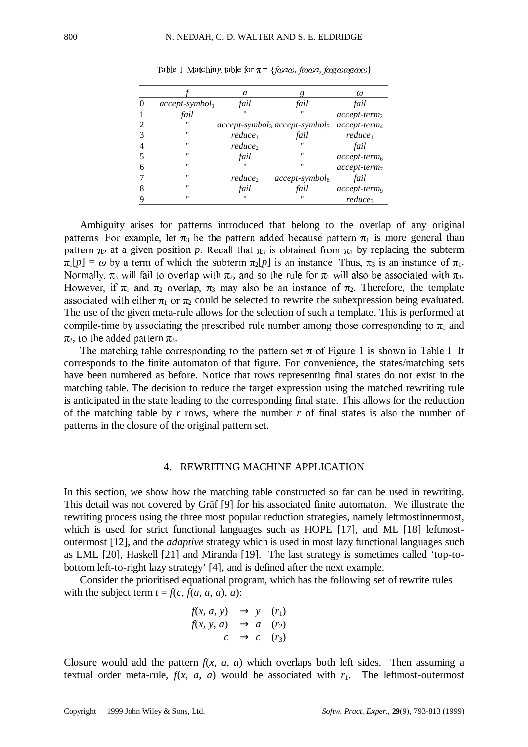Table I. Matching table for $\pi = \{f\omega a\omega, f\omega\omega a, f\omega g\omega\omega g\omega\omega\}$

| | $f$ | $a$ | $g$ | $\omega$ |
|---|---|---|---|---|
| 0 | *accept-symbol*$_1$ | *fail* | *fail* | *fail* |
| 1 | *fail* | " | " | *accept-term*$_2$ |
| 2 | " | *accept-symbol*$_3$ | *accept-symbol*$_5$ | *accept-term*$_4$ |
| 3 | " | *reduce*$_1$ | *fail* | *reduce*$_1$ |
| 4 | " | *reduce*$_2$ | " | *fail* |
| 5 | " | *fail* | " | *accept-term*$_6$ |
| 6 | " | " | " | *accept-term*$_7$ |
| 7 | " | *reduce*$_2$ | *accept-symbol*$_8$ | *fail* |
| 8 | " | *fail* | *fail* | *accept-term*$_9$ |
| 9 | " | " | " | *reduce*$_3$ |

Ambiguity arises for patterns introduced that belong to the overlap of any original patterns. For example, let $\pi_3$ be the pattern added because pattern $\pi_1$ is more general than pattern $\pi_2$ at a given position $p$. Recall that $\pi_3$ is obtained from $\pi_1$ by replacing the subterm $\pi_1[p] = \omega$ by a term of which the subterm $\pi_2[p]$ is an instance. Thus, $\pi_3$ is an instance of $\pi_1$. Normally, $\pi_3$ will fail to overlap with $\pi_2$, and so the rule for $\pi_1$ will also be associated with $\pi_3$. However, if $\pi_1$ and $\pi_2$ overlap, $\pi_3$ may also be an instance of $\pi_2$. Therefore, the template associated with either $\pi_1$ or $\pi_2$ could be selected to rewrite the subexpression being evaluated. The use of the given meta-rule allows for the selection of such a template. This is performed at compile-time by associating the prescribed rule number among those corresponding to $\pi_1$ and $\pi_2$, to the added pattern $\pi_3$.

The matching table corresponding to the pattern set $\pi$ of Figure 1 is shown in Table I. It corresponds to the finite automaton of that figure. For convenience, the states/matching sets have been numbered as before. Notice that rows representing final states do not exist in the matching table. The decision to reduce the target expression using the matched rewriting rule is anticipated in the state leading to the corresponding final state. This allows for the reduction of the matching table by $r$ rows, where the number $r$ of final states is also the number of patterns in the closure of the original pattern set.

## 4. REWRITING MACHINE APPLICATION

In this section, we show how the matching table constructed so far can be used in rewriting. This detail was not covered by Gräf [9] for his associated finite automaton. We illustrate the rewriting process using the three most popular reduction strategies, namely leftmostinnermost, which is used for strict functional languages such as HOPE [17], and ML [18] leftmost-outermost [12], and the *adaptive* strategy which is used in most lazy functional languages such as LML [20], Haskell [21] and Miranda [19]. The last strategy is sometimes called 'top-to-bottom left-to-right lazy strategy' [4], and is defined after the next example.

Consider the prioritised equational program, which has the following set of rewrite rules with the subject term $t = f(c, f(a, a, a), a)$:

$$
\begin{array}{rcll}
f(x, a, y) & \rightarrow & y & (r_1) \\
f(x, y, a) & \rightarrow & a & (r_2) \\
c & \rightarrow & c & (r_3)
\end{array}
$$

Closure would add the pattern $f(x, a, a)$ which overlaps both left sides. Then assuming a textual order meta-rule, $f(x, a, a)$ would be associated with $r_1$. The leftmost-outermost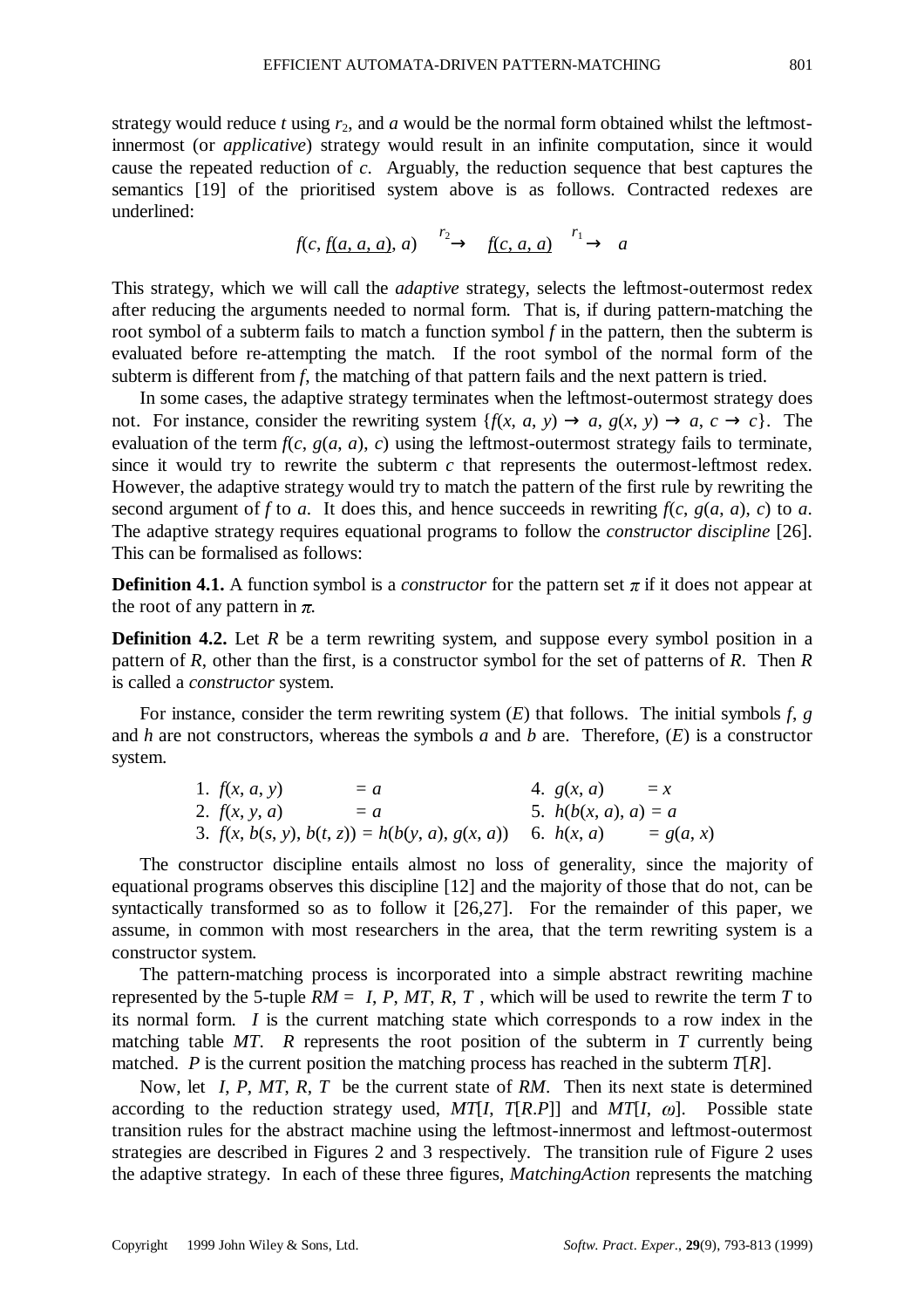strategy would reduce $t$ using $r_2$, and $a$ would be the normal form obtained whilst the leftmost-innermost (or *applicative*) strategy would result in an infinite computation, since it would cause the repeated reduction of $c$. Arguably, the reduction sequence that best captures the semantics [19] of the prioritised system above is as follows. Contracted redexes are underlined:

$$f(c, \underline{f(a, a, a)}, a) \xrightarrow{r_2} \underline{f(c, a, a)} \xrightarrow{r_1} a$$

This strategy, which we will call the *adaptive* strategy, selects the leftmost-outermost redex after reducing the arguments needed to normal form. That is, if during pattern-matching the root symbol of a subterm fails to match a function symbol $f$ in the pattern, then the subterm is evaluated before re-attempting the match. If the root symbol of the normal form of the subterm is different from $f$, the matching of that pattern fails and the next pattern is tried.

In some cases, the adaptive strategy terminates when the leftmost-outermost strategy does not. For instance, consider the rewriting system $\{f(x, a, y) \rightarrow a, g(x, y) \rightarrow a, c \rightarrow c\}$. The evaluation of the term $f(c, g(a, a), c)$ using the leftmost-outermost strategy fails to terminate, since it would try to rewrite the subterm $c$ that represents the outermost-leftmost redex. However, the adaptive strategy would try to match the pattern of the first rule by rewriting the second argument of $f$ to $a$. It does this, and hence succeeds in rewriting $f(c, g(a, a), c)$ to $a$. The adaptive strategy requires equational programs to follow the *constructor discipline* [26]. This can be formalised as follows:

**Definition 4.1.** A function symbol is a *constructor* for the pattern set $\pi$ if it does not appear at the root of any pattern in $\pi$.

**Definition 4.2.** Let $R$ be a term rewriting system, and suppose every symbol position in a pattern of $R$, other than the first, is a constructor symbol for the set of patterns of $R$. Then $R$ is called a *constructor* system.

For instance, consider the term rewriting system ($E$) that follows. The initial symbols $f$, $g$ and $h$ are not constructors, whereas the symbols $a$ and $b$ are. Therefore, ($E$) is a constructor system.

1. $f(x, a, y) = a$
2. $f(x, y, a) = a$
3. $f(x, b(s, y), b(t, z)) = h(b(y, a), g(x, a))$
4. $g(x, a) = x$
5. $h(b(x, a), a) = a$
6. $h(x, a) = g(a, x)$

The constructor discipline entails almost no loss of generality, since the majority of equational programs observes this discipline [12] and the majority of those that do not, can be syntactically transformed so as to follow it [26,27]. For the remainder of this paper, we assume, in common with most researchers in the area, that the term rewriting system is a constructor system.

The pattern-matching process is incorporated into a simple abstract rewriting machine represented by the 5-tuple $RM = \langle I, P, MT, R, T \rangle$, which will be used to rewrite the term $T$ to its normal form. $I$ is the current matching state which corresponds to a row index in the matching table $MT$. $R$ represents the root position of the subterm in $T$ currently being matched. $P$ is the current position the matching process has reached in the subterm $T[R]$.

Now, let $\langle I, P, MT, R, T \rangle$ be the current state of $RM$. Then its next state is determined according to the reduction strategy used, $MT[I, T[R.P]]$ and $MT[I, \omega]$. Possible state transition rules for the abstract machine using the leftmost-innermost and leftmost-outermost strategies are described in Figures 2 and 3 respectively. The transition rule of Figure 2 uses the adaptive strategy. In each of these three figures, *MatchingAction* represents the matching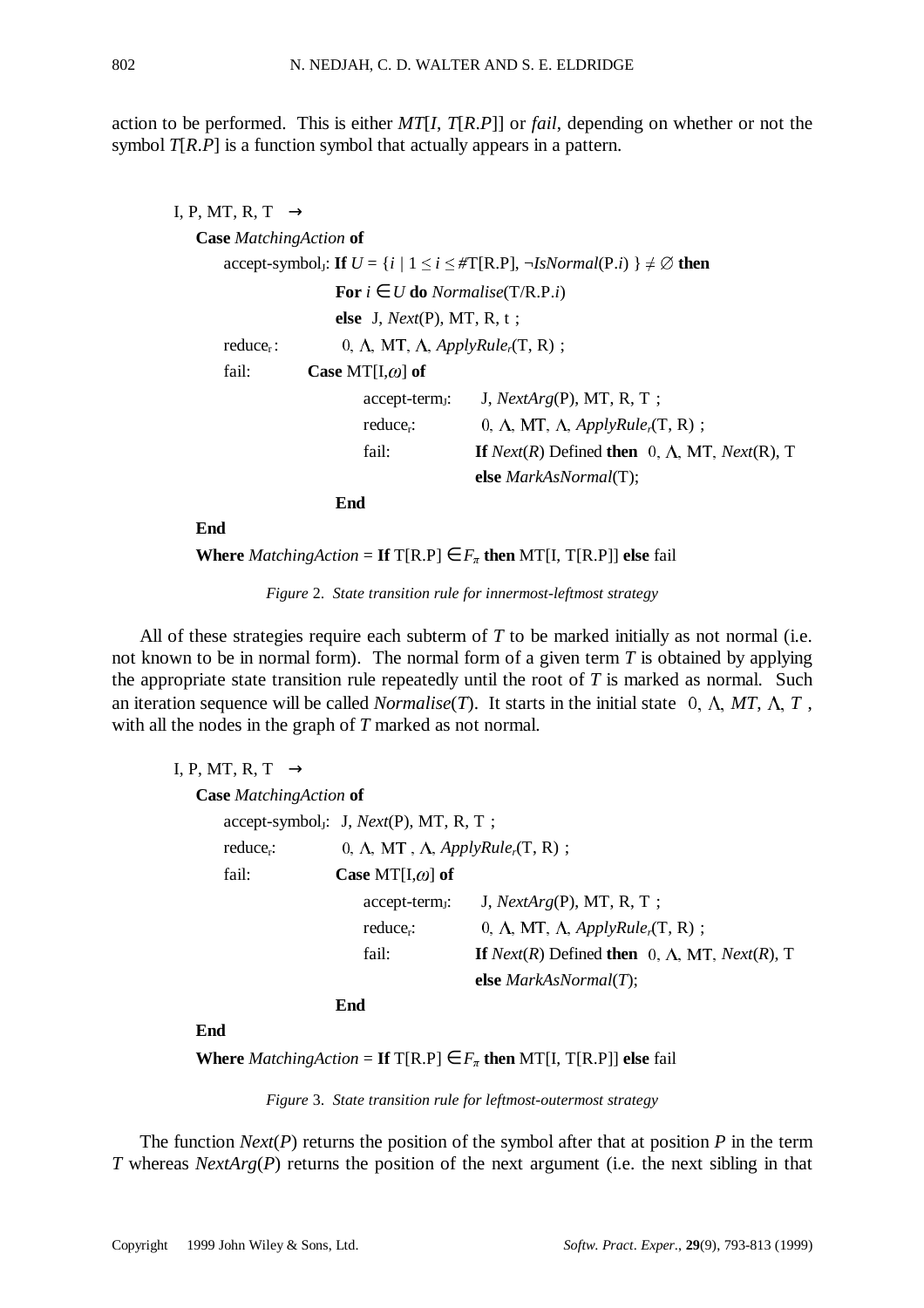action to be performed. This is either $MT[I, T[R.P]]$ or *fail*, depending on whether or not the symbol $T[R.P]$ is a function symbol that actually appears in a pattern.

```
⟨I, P, MT, R, T⟩ →
    Case MatchingAction of
        accept-symbol_J: If U = {i | 1 ≤ i ≤ #T[R.P], ¬IsNormal(P.i) } ≠ ∅ then
                         For i ∈ U do Normalise(T/R.P.i)
                         else ⟨J, Next(P), MT, R, t⟩;
        reduce_r:        ⟨0, Λ, MT, Λ, ApplyRule_r(T, R)⟩;
        fail:       Case MT[I,ω] of
                         accept-term_J:   ⟨J, NextArg(P), MT, R, T⟩;
                         reduce_r:        ⟨0, Λ, MT, Λ, ApplyRule_r(T, R)⟩;
                         fail:            If Next(R) Defined then ⟨0, Λ, MT, Next(R), T⟩
                                          else MarkAsNormal(T);
                    End
    End
    Where MatchingAction = If T[R.P] ∈ F_π then MT[I, T[R.P]] else fail
```

*Figure* 2. *State transition rule for innermost-leftmost strategy*

All of these strategies require each subterm of $T$ to be marked initially as not normal (i.e. not known to be in normal form). The normal form of a given term $T$ is obtained by applying the appropriate state transition rule repeatedly until the root of $T$ is marked as normal. Such an iteration sequence will be called *Normalise*($T$). It starts in the initial state $\langle 0, \Lambda, MT, \Lambda, T\rangle$, with all the nodes in the graph of $T$ marked as not normal.

```
⟨I, P, MT, R, T⟩ →
    Case MatchingAction of
        accept-symbol_J: ⟨J, Next(P), MT, R, T⟩;
        reduce_r:        ⟨0, Λ, MT , Λ, ApplyRule_r(T, R)⟩;
        fail:            Case MT[I,ω] of
                             accept-term_J:   ⟨J, NextArg(P), MT, R, T⟩;
                             reduce_r:        ⟨0, Λ, MT, Λ, ApplyRule_r(T, R)⟩;
                             fail:            If Next(R) Defined then ⟨0, Λ, MT, Next(R), T⟩
                                              else MarkAsNormal(T);
                         End
    End
    Where MatchingAction = If T[R.P] ∈ F_π then MT[I, T[R.P]] else fail
```

*Figure* 3. *State transition rule for leftmost-outermost strategy*

The function *Next*($P$) returns the position of the symbol after that at position $P$ in the term $T$ whereas *NextArg*($P$) returns the position of the next argument (i.e. the next sibling in that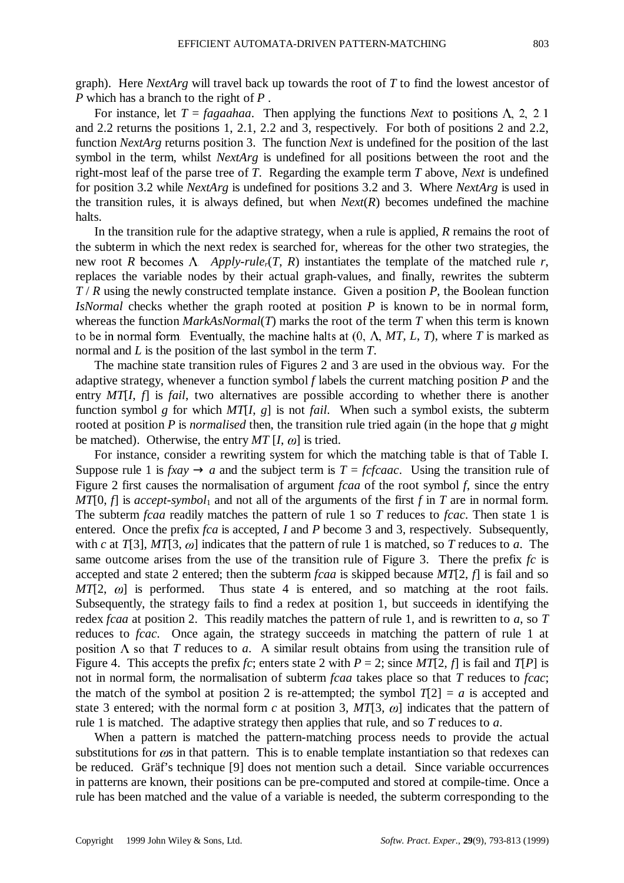graph). Here *NextArg* will travel back up towards the root of *T* to find the lowest ancestor of *P* which has a branch to the right of *P* .

For instance, let *T* = *fagaahaa*. Then applying the functions *Next* to positions $\Lambda$, 2, 2.1 and 2.2 returns the positions 1, 2.1, 2.2 and 3, respectively. For both of positions 2 and 2.2, function *NextArg* returns position 3. The function *Next* is undefined for the position of the last symbol in the term, whilst *NextArg* is undefined for all positions between the root and the right-most leaf of the parse tree of *T*. Regarding the example term *T* above, *Next* is undefined for position 3.2 while *NextArg* is undefined for positions 3.2 and 3. Where *NextArg* is used in the transition rules, it is always defined, but when *Next*(*R*) becomes undefined the machine halts.

In the transition rule for the adaptive strategy, when a rule is applied, *R* remains the root of the subterm in which the next redex is searched for, whereas for the other two strategies, the new root *R* becomes $\Lambda$. *Apply-rule*$_r$(*T*, *R*) instantiates the template of the matched rule *r*, replaces the variable nodes by their actual graph-values, and finally, rewrites the subterm *T* / *R* using the newly constructed template instance. Given a position *P*, the Boolean function *IsNormal* checks whether the graph rooted at position *P* is known to be in normal form, whereas the function *MarkAsNormal*(*T*) marks the root of the term *T* when this term is known to be in normal form. Eventually, the machine halts at (0, $\Lambda$, *MT*, *L*, *T*), where *T* is marked as normal and *L* is the position of the last symbol in the term *T*.

The machine state transition rules of Figures 2 and 3 are used in the obvious way. For the adaptive strategy, whenever a function symbol *f* labels the current matching position *P* and the entry *MT*[*I*, *f*] is *fail*, two alternatives are possible according to whether there is another function symbol *g* for which *MT*[*I*, *g*] is not *fail*. When such a symbol exists, the subterm rooted at position *P* is *normalised* then, the transition rule tried again (in the hope that *g* might be matched). Otherwise, the entry *MT* [*I*, $\omega$] is tried.

For instance, consider a rewriting system for which the matching table is that of Table I. Suppose rule 1 is *fxay* $\rightarrow$ *a* and the subject term is *T* = *fcfcaac*. Using the transition rule of Figure 2 first causes the normalisation of argument *fcaa* of the root symbol *f*, since the entry *MT*[0, *f*] is *accept-symbol*$_1$ and not all of the arguments of the first *f* in *T* are in normal form. The subterm *fcaa* readily matches the pattern of rule 1 so *T* reduces to *fcac*. Then state 1 is entered. Once the prefix *fca* is accepted, *I* and *P* become 3 and 3, respectively. Subsequently, with *c* at *T*[3], *MT*[3, $\omega$] indicates that the pattern of rule 1 is matched, so *T* reduces to *a*. The same outcome arises from the use of the transition rule of Figure 3. There the prefix *fc* is accepted and state 2 entered; then the subterm *fcaa* is skipped because *MT*[2, *f*] is fail and so *MT*[2, $\omega$] is performed. Thus state 4 is entered, and so matching at the root fails. Subsequently, the strategy fails to find a redex at position 1, but succeeds in identifying the redex *fcaa* at position 2. This readily matches the pattern of rule 1, and is rewritten to *a*, so *T* reduces to *fcac*. Once again, the strategy succeeds in matching the pattern of rule 1 at position $\Lambda$ so that *T* reduces to *a*. A similar result obtains from using the transition rule of Figure 4. This accepts the prefix *fc*; enters state 2 with *P* = 2; since *MT*[2, *f*] is fail and *T*[*P*] is not in normal form, the normalisation of subterm *fcaa* takes place so that *T* reduces to *fcac*; the match of the symbol at position 2 is re-attempted; the symbol *T*[2] = *a* is accepted and state 3 entered; with the normal form *c* at position 3, *MT*[3, $\omega$] indicates that the pattern of rule 1 is matched. The adaptive strategy then applies that rule, and so *T* reduces to *a*.

When a pattern is matched the pattern-matching process needs to provide the actual substitutions for $\omega$s in that pattern. This is to enable template instantiation so that redexes can be reduced. Gräf's technique [9] does not mention such a detail. Since variable occurrences in patterns are known, their positions can be pre-computed and stored at compile-time. Once a rule has been matched and the value of a variable is needed, the subterm corresponding to the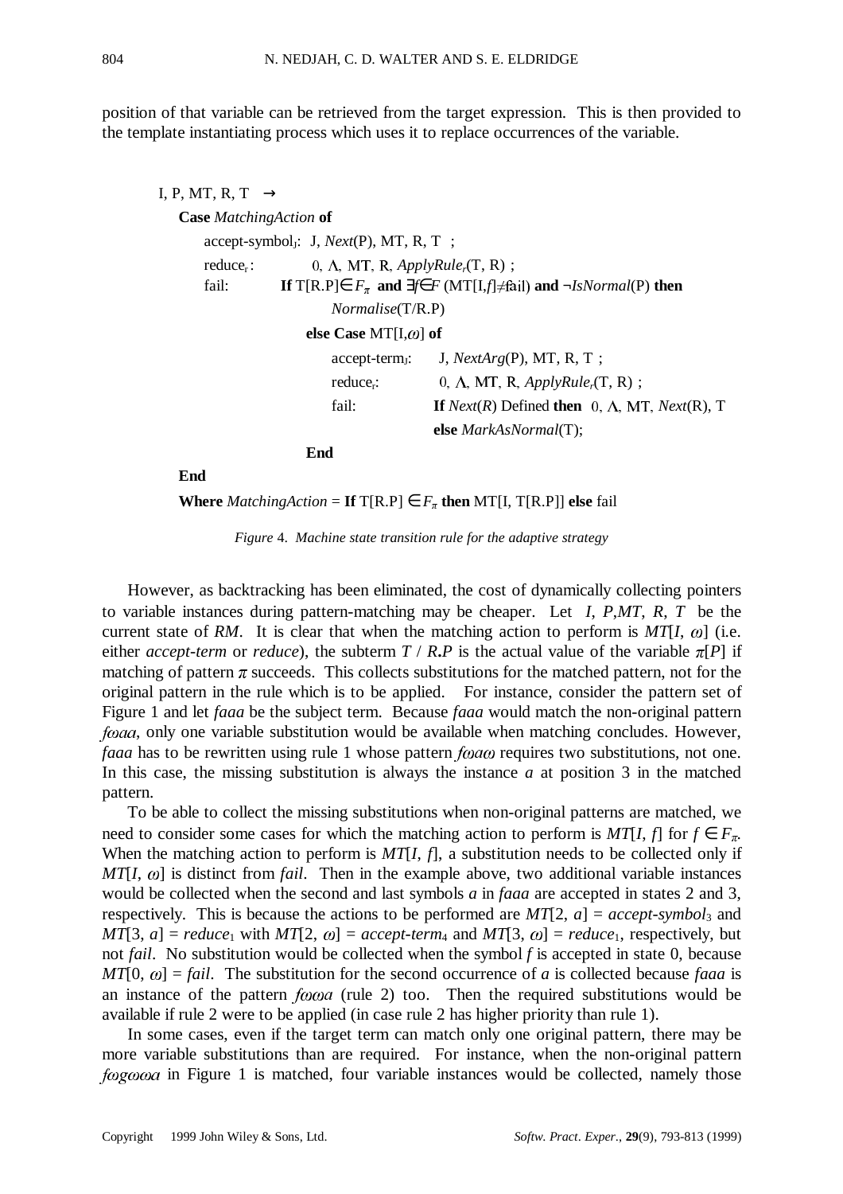position of that variable can be retrieved from the target expression. This is then provided to the template instantiating process which uses it to replace occurrences of the variable.

```
⟨I, P, MT, R, T⟩ →
  Case MatchingAction of
    accept-symbol_J:  ⟨J, Next(P), MT, R, T⟩ ;
    reduce_r:         ⟨0, Λ, MT, R, ApplyRule_r(T, R)⟩ ;
    fail:          If T[R.P]∈F_π and ∃f∈F (MT[I,f]≠fail) and ¬IsNormal(P) then
                        Normalise(T/R.P)
                   else Case MT[I,ω] of
                        accept-term_J:   ⟨J, NextArg(P), MT, R, T⟩ ;
                        reduce_r:        ⟨0, Λ, MT, R, ApplyRule_r(T, R)⟩ ;
                        fail:            If Next(R) Defined then ⟨0, Λ, MT, Next(R), T⟩
                                         else MarkAsNormal(T);
                   End
  End
  Where MatchingAction = If T[R.P] ∈ F_π then MT[I, T[R.P]] else fail
```

*Figure 4. Machine state transition rule for the adaptive strategy*

However, as backtracking has been eliminated, the cost of dynamically collecting pointers to variable instances during pattern-matching may be cheaper. Let $\langle I, P, MT, R, T\rangle$ be the current state of *RM*. It is clear that when the matching action to perform is $MT[I, \omega]$ (i.e. either *accept-term* or *reduce*), the subterm $T$ / $R.P$ is the actual value of the variable $\pi[P]$ if matching of pattern $\pi$ succeeds. This collects substitutions for the matched pattern, not for the original pattern in the rule which is to be applied. For instance, consider the pattern set of Figure 1 and let *faaa* be the subject term. Because *faaa* would match the non-original pattern $f\omega aa$, only one variable substitution would be available when matching concludes. However, *faaa* has to be rewritten using rule 1 whose pattern $f\omega a\omega$ requires two substitutions, not one. In this case, the missing substitution is always the instance *a* at position 3 in the matched pattern.

To be able to collect the missing substitutions when non-original patterns are matched, we need to consider some cases for which the matching action to perform is $MT[I, f]$ for $f \in F_\pi$. When the matching action to perform is $MT[I, f]$, a substitution needs to be collected only if $MT[I, \omega]$ is distinct from *fail*. Then in the example above, two additional variable instances would be collected when the second and last symbols *a* in *faaa* are accepted in states 2 and 3, respectively. This is because the actions to be performed are $MT[2, a]$ = *accept-symbol*$_3$ and $MT[3, a]$ = *reduce*$_1$ with $MT[2, \omega]$ = *accept-term*$_4$ and $MT[3, \omega]$ = *reduce*$_1$, respectively, but not *fail*. No substitution would be collected when the symbol *f* is accepted in state 0, because $MT[0, \omega]$ = *fail*. The substitution for the second occurrence of *a* is collected because *faaa* is an instance of the pattern $f\omega\omega a$ (rule 2) too. Then the required substitutions would be available if rule 2 were to be applied (in case rule 2 has higher priority than rule 1).

In some cases, even if the target term can match only one original pattern, there may be more variable substitutions than are required. For instance, when the non-original pattern $f\omega g\omega\omega a$ in Figure 1 is matched, four variable instances would be collected, namely those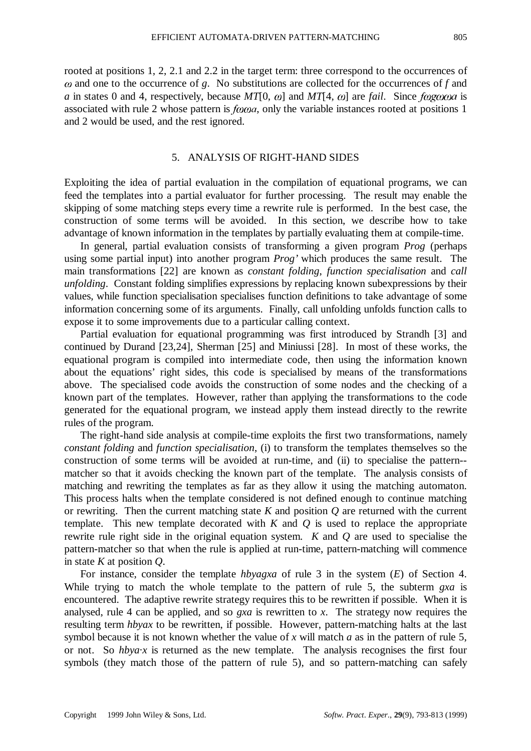rooted at positions 1, 2, 2.1 and 2.2 in the target term: three correspond to the occurrences of $\omega$ and one to the occurrence of $g$. No substitutions are collected for the occurrences of $f$ and $a$ in states 0 and 4, respectively, because $MT[0, \omega]$ and $MT[4, \omega]$ are *fail*. Since $f\omega g\omega\omega a$ is associated with rule 2 whose pattern is $f\omega\omega a$, only the variable instances rooted at positions 1 and 2 would be used, and the rest ignored.

## 5. ANALYSIS OF RIGHT-HAND SIDES

Exploiting the idea of partial evaluation in the compilation of equational programs, we can feed the templates into a partial evaluator for further processing. The result may enable the skipping of some matching steps every time a rewrite rule is performed. In the best case, the construction of some terms will be avoided. In this section, we describe how to take advantage of known information in the templates by partially evaluating them at compile-time.

In general, partial evaluation consists of transforming a given program *Prog* (perhaps using some partial input) into another program *Prog'* which produces the same result. The main transformations [22] are known as *constant folding*, *function specialisation* and *call unfolding*. Constant folding simplifies expressions by replacing known subexpressions by their values, while function specialisation specialises function definitions to take advantage of some information concerning some of its arguments. Finally, call unfolding unfolds function calls to expose it to some improvements due to a particular calling context.

Partial evaluation for equational programming was first introduced by Strandh [3] and continued by Durand [23,24], Sherman [25] and Miniussi [28]. In most of these works, the equational program is compiled into intermediate code, then using the information known about the equations' right sides, this code is specialised by means of the transformations above. The specialised code avoids the construction of some nodes and the checking of a known part of the templates. However, rather than applying the transformations to the code generated for the equational program, we instead apply them instead directly to the rewrite rules of the program.

The right-hand side analysis at compile-time exploits the first two transformations, namely *constant folding* and *function specialisation*, (i) to transform the templates themselves so the construction of some terms will be avoided at run-time, and (ii) to specialise the pattern--matcher so that it avoids checking the known part of the template. The analysis consists of matching and rewriting the templates as far as they allow it using the matching automaton. This process halts when the template considered is not defined enough to continue matching or rewriting. Then the current matching state $K$ and position $Q$ are returned with the current template. This new template decorated with $K$ and $Q$ is used to replace the appropriate rewrite rule right side in the original equation system. $K$ and $Q$ are used to specialise the pattern-matcher so that when the rule is applied at run-time, pattern-matching will commence in state $K$ at position $Q$.

For instance, consider the template *hbyagxa* of rule 3 in the system ($E$) of Section 4. While trying to match the whole template to the pattern of rule 5, the subterm *gxa* is encountered. The adaptive rewrite strategy requires this to be rewritten if possible. When it is analysed, rule 4 can be applied, and so *gxa* is rewritten to $x$. The strategy now requires the resulting term *hbyax* to be rewritten, if possible. However, pattern-matching halts at the last symbol because it is not known whether the value of $x$ will match $a$ as in the pattern of rule 5, or not. So $hbya{\cdot}x$ is returned as the new template. The analysis recognises the first four symbols (they match those of the pattern of rule 5), and so pattern-matching can safely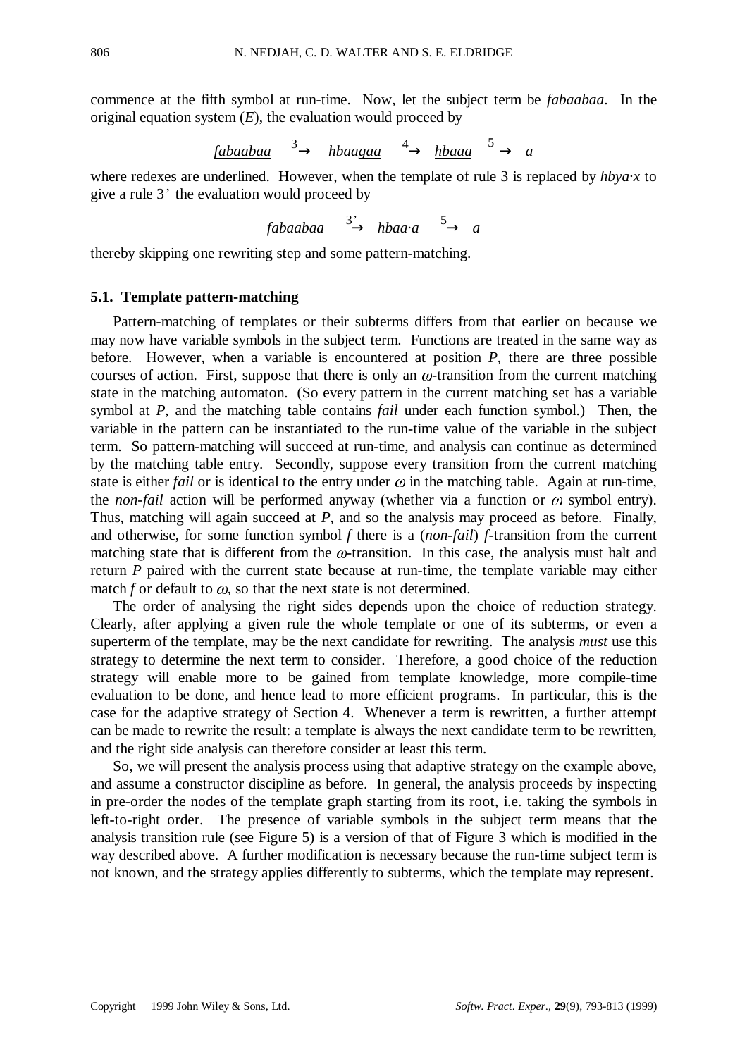commence at the fifth symbol at run-time. Now, let the subject term be *fabaabaa*. In the original equation system (*E*), the evaluation would proceed by

$$\underline{fabaabaa} \xrightarrow{3} hbaa\underline{gaa} \xrightarrow{4} \underline{hbaaa} \xrightarrow{5} a$$

where redexes are underlined. However, when the template of rule 3 is replaced by $hbya{\cdot}x$ to give a rule 3' the evaluation would proceed by

$$\underline{fabaabaa} \xrightarrow{3'} \underline{hbaa{\cdot}a} \xrightarrow{5} a$$

thereby skipping one rewriting step and some pattern-matching.

### 5.1. Template pattern-matching

Pattern-matching of templates or their subterms differs from that earlier on because we may now have variable symbols in the subject term. Functions are treated in the same way as before. However, when a variable is encountered at position *P*, there are three possible courses of action. First, suppose that there is only an $\omega$-transition from the current matching state in the matching automaton. (So every pattern in the current matching set has a variable symbol at *P*, and the matching table contains *fail* under each function symbol.) Then, the variable in the pattern can be instantiated to the run-time value of the variable in the subject term. So pattern-matching will succeed at run-time, and analysis can continue as determined by the matching table entry. Secondly, suppose every transition from the current matching state is either *fail* or is identical to the entry under $\omega$ in the matching table. Again at run-time, the *non-fail* action will be performed anyway (whether via a function or $\omega$ symbol entry). Thus, matching will again succeed at *P*, and so the analysis may proceed as before. Finally, and otherwise, for some function symbol *f* there is a (*non-fail*) *f*-transition from the current matching state that is different from the $\omega$-transition. In this case, the analysis must halt and return *P* paired with the current state because at run-time, the template variable may either match *f* or default to $\omega$, so that the next state is not determined.

The order of analysing the right sides depends upon the choice of reduction strategy. Clearly, after applying a given rule the whole template or one of its subterms, or even a superterm of the template, may be the next candidate for rewriting. The analysis *must* use this strategy to determine the next term to consider. Therefore, a good choice of the reduction strategy will enable more to be gained from template knowledge, more compile-time evaluation to be done, and hence lead to more efficient programs. In particular, this is the case for the adaptive strategy of Section 4. Whenever a term is rewritten, a further attempt can be made to rewrite the result: a template is always the next candidate term to be rewritten, and the right side analysis can therefore consider at least this term.

So, we will present the analysis process using that adaptive strategy on the example above, and assume a constructor discipline as before. In general, the analysis proceeds by inspecting in pre-order the nodes of the template graph starting from its root, i.e. taking the symbols in left-to-right order. The presence of variable symbols in the subject term means that the analysis transition rule (see Figure 5) is a version of that of Figure 3 which is modified in the way described above. A further modification is necessary because the run-time subject term is not known, and the strategy applies differently to subterms, which the template may represent.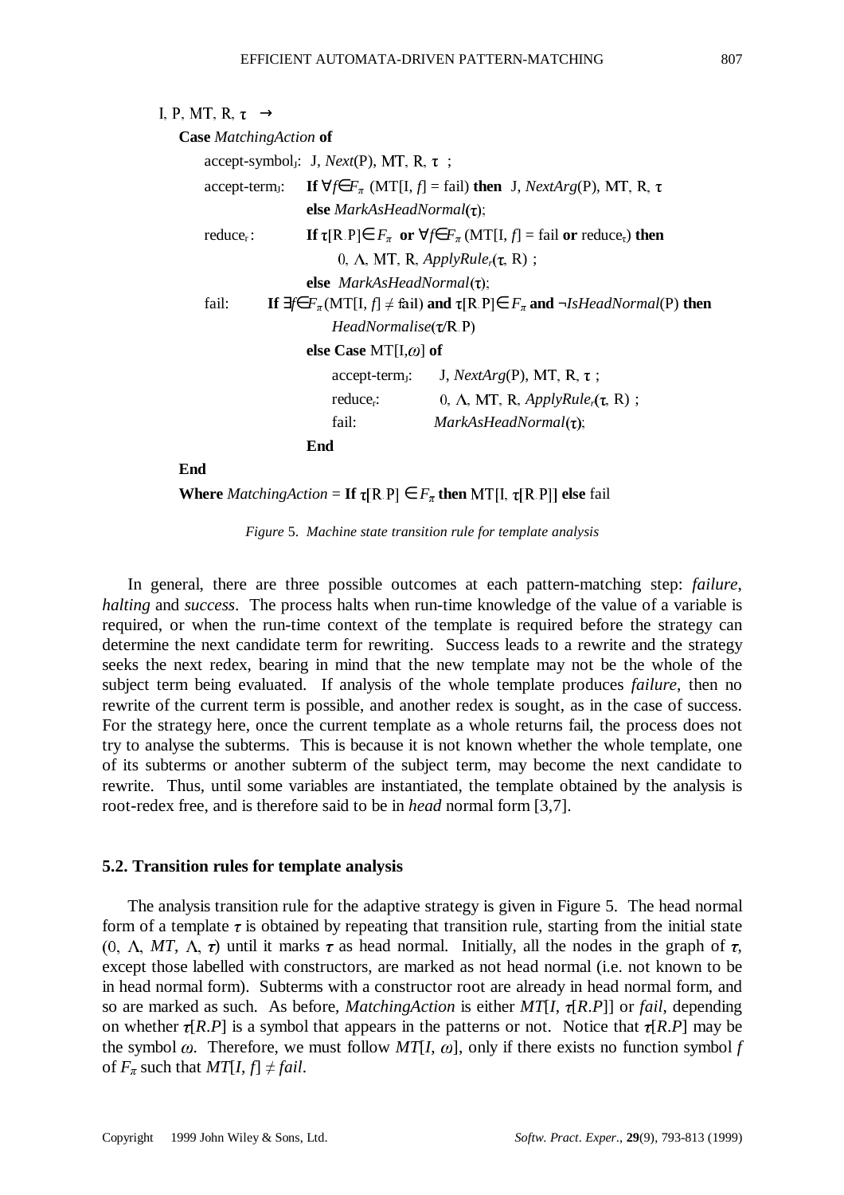⟨I, P, MT, R, τ⟩ →

**Case** *MatchingAction* **of**

accept-symbol$_J$: ⟨J, *Next*(P), MT, R, τ⟩;

accept-term$_J$: **If** $\forall f \in F_\pi$ (MT[I, *f*] = fail) **then** ⟨J, *NextArg*(P), MT, R, τ⟩
**else** *MarkAsHeadNormal*(τ);

reduce$_r$: **If** τ[R.P] ∈ $F_\pi$ **or** $\forall f \in F_\pi$ (MT[I, *f*] = fail **or** reduce$_r$) **then**
⟨0, Λ, MT, R, *ApplyRule$_r$*(τ, R)⟩;
**else** *MarkAsHeadNormal*(τ);

fail: **If** $\exists f \in F_\pi$ (MT[I, *f*] ≠ fail) **and** τ[R.P] ∈ $F_\pi$ **and** ¬*IsHeadNormal*(P) **then**
*HeadNormalise*(τ/R.P)
**else Case** MT[I,ω] **of**
accept-term$_J$: ⟨J, *NextArg*(P), MT, R, τ⟩;
reduce$_r$: ⟨0, Λ, MT, R, *ApplyRule$_r$*(τ, R)⟩;
fail: *MarkAsHeadNormal*(τ);
**End**

**End**

**Where** *MatchingAction* = **If** τ[R.P] ∈ $F_\pi$ **then** MT[I, τ[R.P]] **else** fail

*Figure* 5. *Machine state transition rule for template analysis*

In general, there are three possible outcomes at each pattern-matching step: *failure*, *halting* and *success*. The process halts when run-time knowledge of the value of a variable is required, or when the run-time context of the template is required before the strategy can determine the next candidate term for rewriting. Success leads to a rewrite and the strategy seeks the next redex, bearing in mind that the new template may not be the whole of the subject term being evaluated. If analysis of the whole template produces *failure*, then no rewrite of the current term is possible, and another redex is sought, as in the case of success. For the strategy here, once the current template as a whole returns fail, the process does not try to analyse the subterms. This is because it is not known whether the whole template, one of its subterms or another subterm of the subject term, may become the next candidate to rewrite. Thus, until some variables are instantiated, the template obtained by the analysis is root-redex free, and is therefore said to be in *head* normal form [3,7].

### 5.2. Transition rules for template analysis

The analysis transition rule for the adaptive strategy is given in Figure 5. The head normal form of a template $\tau$ is obtained by repeating that transition rule, starting from the initial state (0, Λ, *MT*, Λ, $\tau$) until it marks $\tau$ as head normal. Initially, all the nodes in the graph of $\tau$, except those labelled with constructors, are marked as not head normal (i.e. not known to be in head normal form). Subterms with a constructor root are already in head normal form, and so are marked as such. As before, *MatchingAction* is either *MT*[*I*, $\tau$[*R.P*]] or *fail*, depending on whether $\tau$[*R.P*] is a symbol that appears in the patterns or not. Notice that $\tau$[*R.P*] may be the symbol $\omega$. Therefore, we must follow *MT*[*I*, $\omega$], only if there exists no function symbol *f* of $F_\pi$ such that *MT*[*I*, *f*] ≠ *fail*.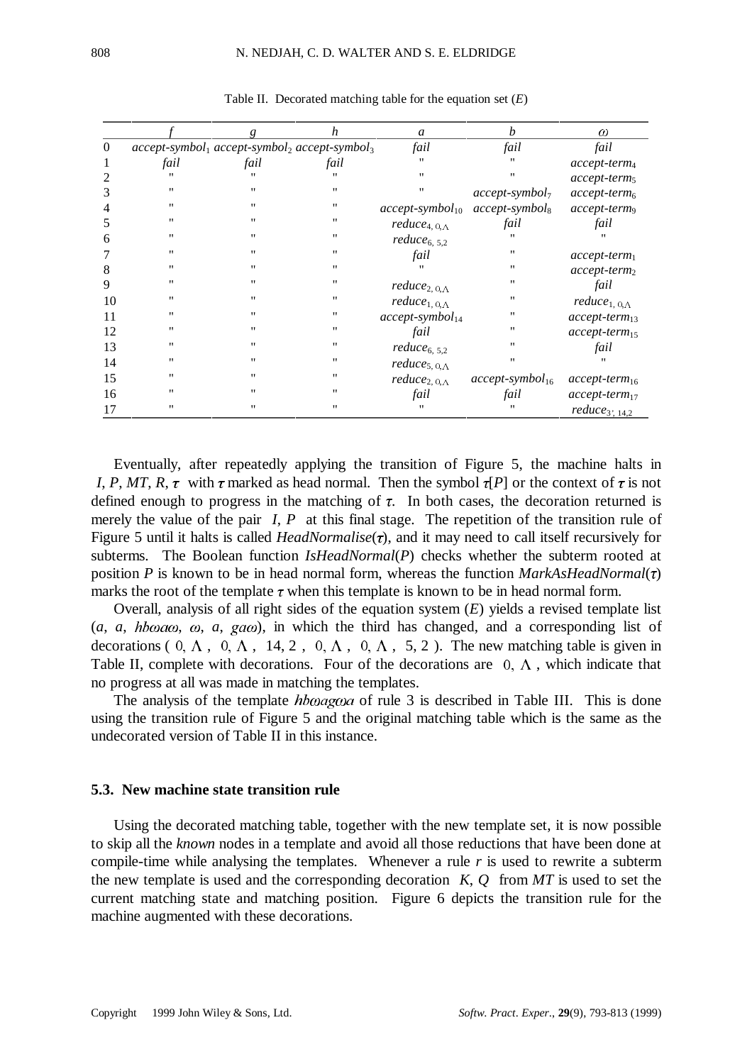Table II. Decorated matching table for the equation set ($E$)

| | $f$ | $g$ | $h$ | $a$ | $b$ | $\omega$ |
|---|---|---|---|---|---|---|
| 0 | *accept-symbol*$_1$ | *accept-symbol*$_2$ | *accept-symbol*$_3$ | *fail* | *fail* | *fail* |
| 1 | *fail* | *fail* | *fail* | " | " | *accept-term*$_4$ |
| 2 | " | " | " | " | " | *accept-term*$_5$ |
| 3 | " | " | " | " | *accept-symbol*$_7$ | *accept-term*$_6$ |
| 4 | " | " | " | *accept-symbol*$_{10}$ | *accept-symbol*$_8$ | *accept-term*$_9$ |
| 5 | " | " | " | *reduce*$_{4,\langle 0,\Lambda\rangle}$ | *fail* | *fail* |
| 6 | " | " | " | *reduce*$_{6,\langle 5,2\rangle}$ | " | " |
| 7 | " | " | " | *fail* | " | *accept-term*$_1$ |
| 8 | " | " | " | " | " | *accept-term*$_2$ |
| 9 | " | " | " | *reduce*$_{2,\langle 0,\Lambda\rangle}$ | " | *fail* |
| 10 | " | " | " | *reduce*$_{1,\langle 0,\Lambda\rangle}$ | " | *reduce*$_{1,\langle 0,\Lambda\rangle}$ |
| 11 | " | " | " | *accept-symbol*$_{14}$ | " | *accept-term*$_{13}$ |
| 12 | " | " | " | *fail* | " | *accept-term*$_{15}$ |
| 13 | " | " | " | *reduce*$_{6,\langle 5,2\rangle}$ | " | *fail* |
| 14 | " | " | " | *reduce*$_{5,\langle 0,\Lambda\rangle}$ | " | " |
| 15 | " | " | " | *reduce*$_{2,\langle 0,\Lambda\rangle}$ | *accept-symbol*$_{16}$ | *accept-term*$_{16}$ |
| 16 | " | " | " | *fail* | *fail* | *accept-term*$_{17}$ |
| 17 | " | " | " | " | " | *reduce*$_{3',\langle 14,2\rangle}$ |

Eventually, after repeatedly applying the transition of Figure 5, the machine halts in $\langle I, P, MT, R, \tau\rangle$ with $\tau$ marked as head normal. Then the symbol $\tau[P]$ or the context of $\tau$ is not defined enough to progress in the matching of $\tau$. In both cases, the decoration returned is merely the value of the pair $\langle I, P\rangle$ at this final stage. The repetition of the transition rule of Figure 5 until it halts is called *HeadNormalise*($\tau$), and it may need to call itself recursively for subterms. The Boolean function *IsHeadNormal*($P$) checks whether the subterm rooted at position $P$ is known to be in head normal form, whereas the function *MarkAsHeadNormal*($\tau$) marks the root of the template $\tau$ when this template is known to be in head normal form.

Overall, analysis of all right sides of the equation system ($E$) yields a revised template list ($a$, $a$, $hb\omega a\omega$, $\omega$, $a$, $ga\omega$), in which the third has changed, and a corresponding list of decorations ($\langle 0, \Lambda\rangle$, $\langle 0, \Lambda\rangle$, $\langle 14, 2\rangle$, $\langle 0, \Lambda\rangle$, $\langle 0, \Lambda\rangle$, $\langle 5, 2\rangle$). The new matching table is given in Table II, complete with decorations. Four of the decorations are $\langle 0, \Lambda\rangle$, which indicate that no progress at all was made in matching the templates.

The analysis of the template $hb\omega ag\omega a$ of rule 3 is described in Table III. This is done using the transition rule of Figure 5 and the original matching table which is the same as the undecorated version of Table II in this instance.

### 5.3. New machine state transition rule

Using the decorated matching table, together with the new template set, it is now possible to skip all the *known* nodes in a template and avoid all those reductions that have been done at compile-time while analysing the templates. Whenever a rule $r$ is used to rewrite a subterm the new template is used and the corresponding decoration $\langle K, Q\rangle$ from $MT$ is used to set the current matching state and matching position. Figure 6 depicts the transition rule for the machine augmented with these decorations.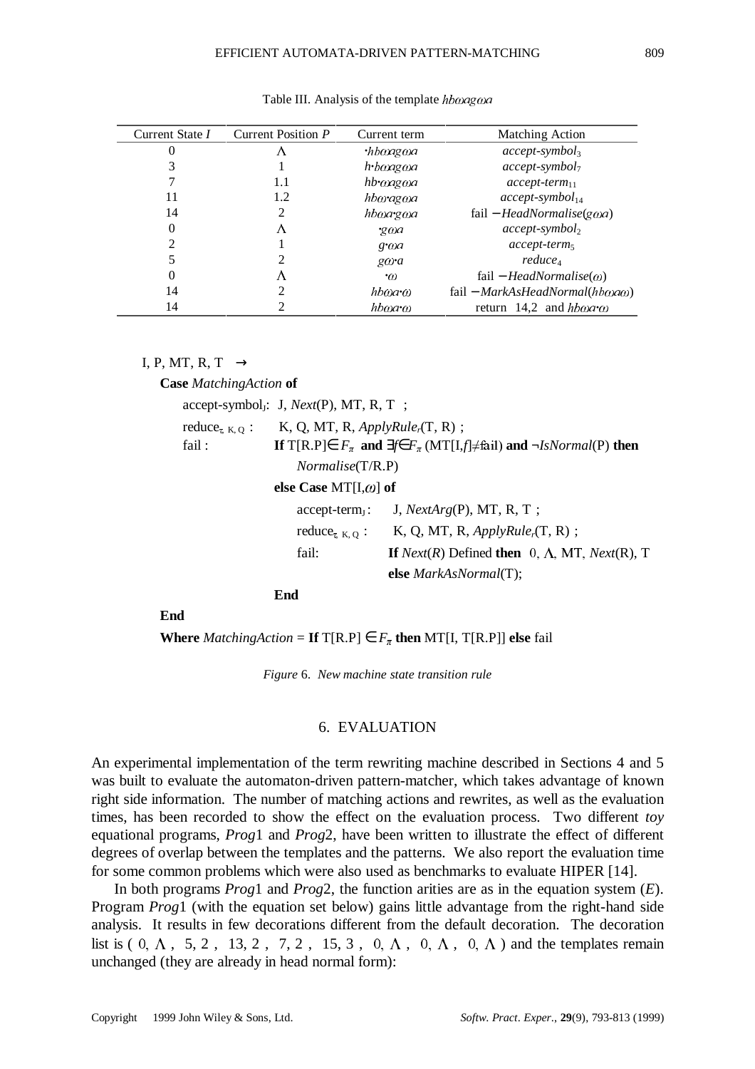Table III. Analysis of the template $hb\omega ag\omega a$

| Current State $I$ | Current Position $P$ | Current term | Matching Action |
|---|---|---|---|
| 0 | $\Lambda$ | $\cdot hb\omega ag\omega a$ | $accept\text{-}symbol_3$ |
| 3 | 1 | $h\cdot b\omega ag\omega a$ | $accept\text{-}symbol_7$ |
| 7 | 1.1 | $hb\cdot\omega ag\omega a$ | $accept\text{-}term_{11}$ |
| 11 | 1.2 | $hb\omega\cdot ag\omega a$ | $accept\text{-}symbol_{14}$ |
| 14 | 2 | $hb\omega a\cdot g\omega a$ | fail $-$ $HeadNormalise(g\omega a)$ |
| 0 | $\Lambda$ | $\cdot g\omega a$ | $accept\text{-}symbol_2$ |
| 2 | 1 | $g\cdot\omega a$ | $accept\text{-}term_5$ |
| 5 | 2 | $g\omega\cdot a$ | $reduce_4$ |
| 0 | $\Lambda$ | $\cdot\omega$ | fail $-$ $HeadNormalise(\omega)$ |
| 14 | 2 | $hb\omega a\cdot\omega$ | fail $-$ $MarkAsHeadNormal(hb\omega a\omega)$ |
| 14 | 2 | $hb\omega a\cdot\omega$ | return $\langle 14,2\rangle$ and $hb\omega a\cdot\omega$ |

$\langle$I, P, MT, R, T$\rangle$ $\rightarrow$

**Case** *MatchingAction* **of**

accept-symbol$_J$: $\langle$J, *Next*(P), MT, R, T$\rangle$ ;

reduce$_{\tau,\langle K,Q\rangle}$ : $\langle$K, Q, MT, R, *ApplyRule$_r$*(T, R)$\rangle$ ;

fail : **If** T[R.P]$\in F_\pi$ **and** $\exists f\in F_\pi$ (MT[I,$f$]$\neq$fail) **and** $\neg$*IsNormal*(P) **then**

*Normalise*(T/R.P)

**else Case** MT[I,$\omega$] **of**

accept-term$_J$: $\langle$J, *NextArg*(P), MT, R, T$\rangle$ ;

reduce$_{\tau,\langle K,Q\rangle}$ : $\langle$K, Q, MT, R, *ApplyRule$_r$*(T, R)$\rangle$ ;

fail: **If** *Next*(*R*) Defined **then** $\langle 0, \Lambda$, MT, *Next*(R), T$\rangle$

**else** *MarkAsNormal*(T);

**End**

**End**

**Where** *MatchingAction* = **If** T[R.P] $\in F_\pi$ **then** MT[I, T[R.P]] **else** fail

*Figure* 6. *New machine state transition rule*

## 6. EVALUATION

An experimental implementation of the term rewriting machine described in Sections 4 and 5 was built to evaluate the automaton-driven pattern-matcher, which takes advantage of known right side information. The number of matching actions and rewrites, as well as the evaluation times, has been recorded to show the effect on the evaluation process. Two different *toy* equational programs, *Prog*1 and *Prog*2, have been written to illustrate the effect of different degrees of overlap between the templates and the patterns. We also report the evaluation time for some common problems which were also used as benchmarks to evaluate HIPER [14].

In both programs *Prog*1 and *Prog*2, the function arities are as in the equation system (*E*). Program *Prog*1 (with the equation set below) gains little advantage from the right-hand side analysis. It results in few decorations different from the default decoration. The decoration list is ($\langle 0, \Lambda\rangle$, $\langle 5, 2\rangle$, $\langle 13, 2\rangle$, $\langle 7, 2\rangle$, $\langle 15, 3\rangle$, $\langle 0, \Lambda\rangle$, $\langle 0, \Lambda\rangle$, $\langle 0, \Lambda\rangle$) and the templates remain unchanged (they are already in head normal form):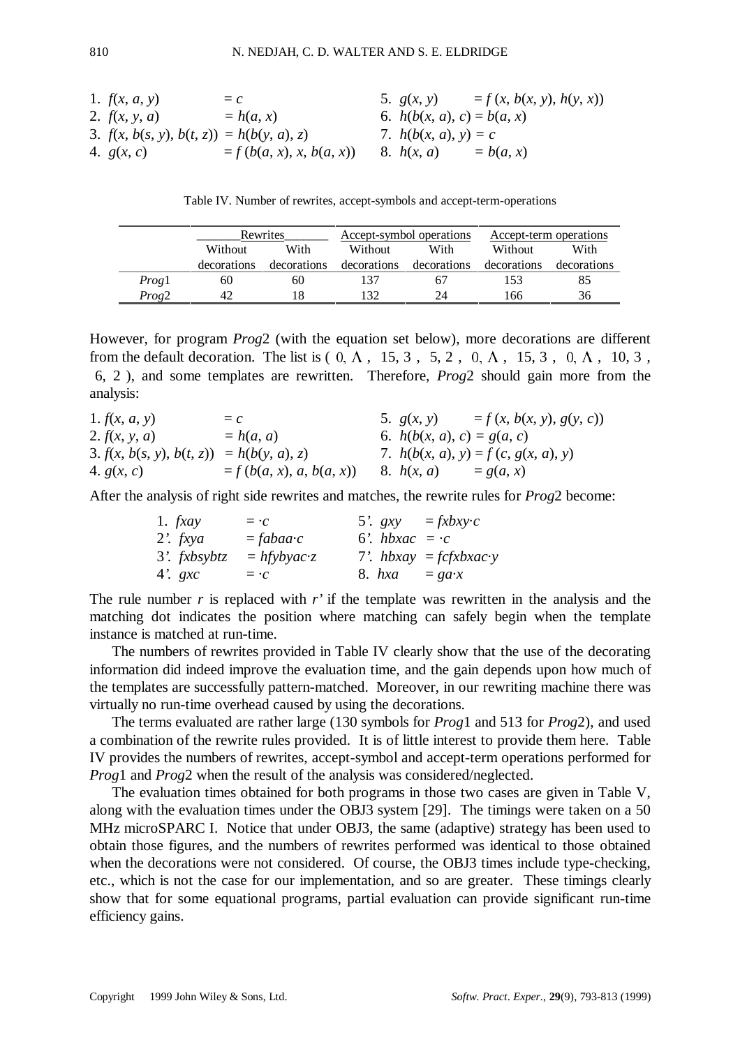1. $f(x, a, y) \quad = c$
2. $f(x, y, a) \quad = h(a, x)$
3. $f(x, b(s, y), b(t, z)) = h(b(y, a), z)$
4. $g(x, c) \quad = f(b(a, x), x, b(a, x))$
5. $g(x, y) \quad = f(x, b(x, y), h(y, x))$
6. $h(b(x, a), c) = b(a, x)$
7. $h(b(x, a), y) = c$
8. $h(x, a) \quad = b(a, x)$

Table IV. Number of rewrites, accept-symbols and accept-term-operations

| | Rewrites | | Accept-symbol operations | | Accept-term operations | |
|---|---|---|---|---|---|---|
| | Without decorations | With decorations | Without decorations | With decorations | Without decorations | With decorations |
| *Prog*1 | 60 | 60 | 137 | 67 | 153 | 85 |
| *Prog*2 | 42 | 18 | 132 | 24 | 166 | 36 |

However, for program *Prog*2 (with the equation set below), more decorations are different from the default decoration. The list is ( $\langle 0, \Lambda\rangle$ , $\langle 15, 3\rangle$ , $\langle 5, 2\rangle$ , $\langle 0, \Lambda\rangle$ , $\langle 15, 3\rangle$ , $\langle 0, \Lambda\rangle$ , $\langle 10, 3\rangle$ , $\langle 6, 2\rangle$ ), and some templates are rewritten. Therefore, *Prog*2 should gain more from the analysis:

1. $f(x, a, y) \quad = c$
2. $f(x, y, a) \quad = h(a, a)$
3. $f(x, b(s, y), b(t, z)) = h(b(y, a), z)$
4. $g(x, c) \quad = f(b(a, x), a, b(a, x))$
5. $g(x, y) \quad = f(x, b(x, y), g(y, c))$
6. $h(b(x, a), c) = g(a, c)$
7. $h(b(x, a), y) = f(c, g(x, a), y)$
8. $h(x, a) \quad = g(a, x)$

After the analysis of right side rewrites and matches, the rewrite rules for *Prog*2 become:

1. $fxay \quad = \cdot c$
2'. $fxya \quad = fabaa\cdot c$
3'. $fxbsybtz \quad = hfybyac\cdot z$
4'. $gxc \quad = \cdot c$
5'. $gxy \quad = fxbxy\cdot c$
6'. $hbxac \quad = \cdot c$
7'. $hbxay \quad = fcfxbxac\cdot y$
8. $hxa \quad = ga\cdot x$

The rule number $r$ is replaced with $r'$ if the template was rewritten in the analysis and the matching dot indicates the position where matching can safely begin when the template instance is matched at run-time.

The numbers of rewrites provided in Table IV clearly show that the use of the decorating information did indeed improve the evaluation time, and the gain depends upon how much of the templates are successfully pattern-matched. Moreover, in our rewriting machine there was virtually no run-time overhead caused by using the decorations.

The terms evaluated are rather large (130 symbols for *Prog*1 and 513 for *Prog*2), and used a combination of the rewrite rules provided. It is of little interest to provide them here. Table IV provides the numbers of rewrites, accept-symbol and accept-term operations performed for *Prog*1 and *Prog*2 when the result of the analysis was considered/neglected.

The evaluation times obtained for both programs in those two cases are given in Table V, along with the evaluation times under the OBJ3 system [29]. The timings were taken on a 50 MHz microSPARC I. Notice that under OBJ3, the same (adaptive) strategy has been used to obtain those figures, and the numbers of rewrites performed was identical to those obtained when the decorations were not considered. Of course, the OBJ3 times include type-checking, etc., which is not the case for our implementation, and so are greater. These timings clearly show that for some equational programs, partial evaluation can provide significant run-time efficiency gains.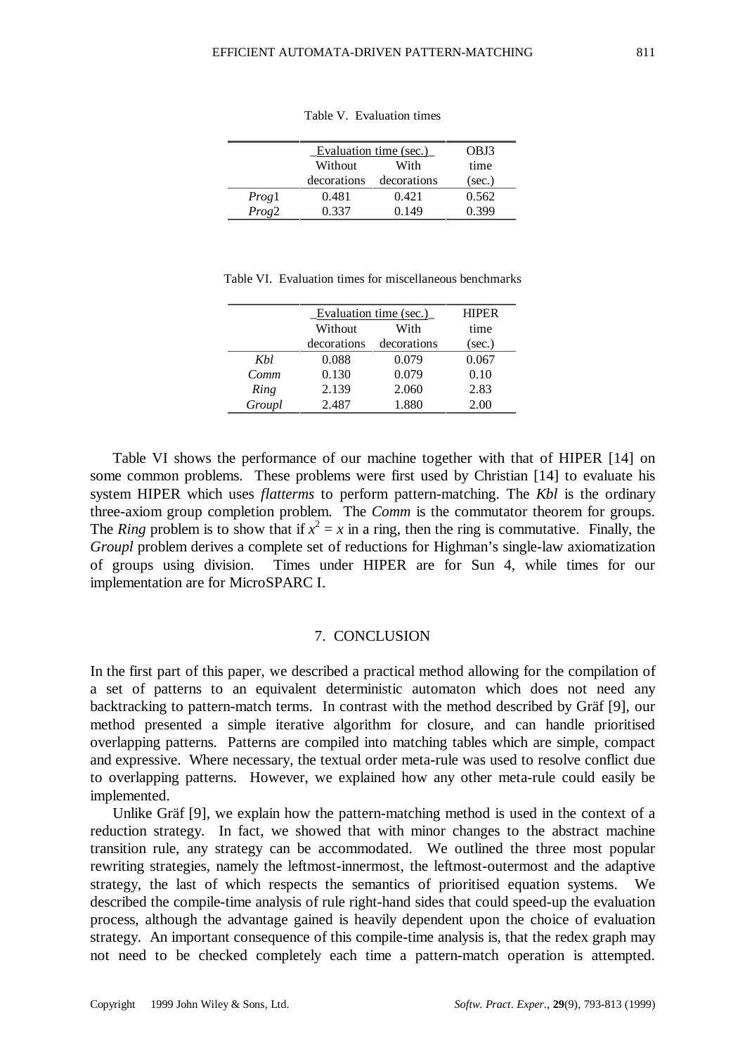Table V. Evaluation times

| | Evaluation time (sec.) | | OBJ3 |
|---|---|---|---|
| | Without decorations | With decorations | time (sec.) |
| *Prog*1 | 0.481 | 0.421 | 0.562 |
| *Prog*2 | 0.337 | 0.149 | 0.399 |

Table VI. Evaluation times for miscellaneous benchmarks

| | Evaluation time (sec.) | | HIPER |
|---|---|---|---|
| | Without decorations | With decorations | time (sec.) |
| *Kbl* | 0.088 | 0.079 | 0.067 |
| *Comm* | 0.130 | 0.079 | 0.10 |
| *Ring* | 2.139 | 2.060 | 2.83 |
| *Groupl* | 2.487 | 1.880 | 2.00 |

Table VI shows the performance of our machine together with that of HIPER [14] on some common problems. These problems were first used by Christian [14] to evaluate his system HIPER which uses *flatterms* to perform pattern-matching. The *Kbl* is the ordinary three-axiom group completion problem. The *Comm* is the commutator theorem for groups. The *Ring* problem is to show that if $x^2 = x$ in a ring, then the ring is commutative. Finally, the *Groupl* problem derives a complete set of reductions for Highman's single-law axiomatization of groups using division. Times under HIPER are for Sun 4, while times for our implementation are for MicroSPARC I.

## 7. CONCLUSION

In the first part of this paper, we described a practical method allowing for the compilation of a set of patterns to an equivalent deterministic automaton which does not need any backtracking to pattern-match terms. In contrast with the method described by Gräf [9], our method presented a simple iterative algorithm for closure, and can handle prioritised overlapping patterns. Patterns are compiled into matching tables which are simple, compact and expressive. Where necessary, the textual order meta-rule was used to resolve conflict due to overlapping patterns. However, we explained how any other meta-rule could easily be implemented.

Unlike Gräf [9], we explain how the pattern-matching method is used in the context of a reduction strategy. In fact, we showed that with minor changes to the abstract machine transition rule, any strategy can be accommodated. We outlined the three most popular rewriting strategies, namely the leftmost-innermost, the leftmost-outermost and the adaptive strategy, the last of which respects the semantics of prioritised equation systems. We described the compile-time analysis of rule right-hand sides that could speed-up the evaluation process, although the advantage gained is heavily dependent upon the choice of evaluation strategy. An important consequence of this compile-time analysis is, that the redex graph may not need to be checked completely each time a pattern-match operation is attempted.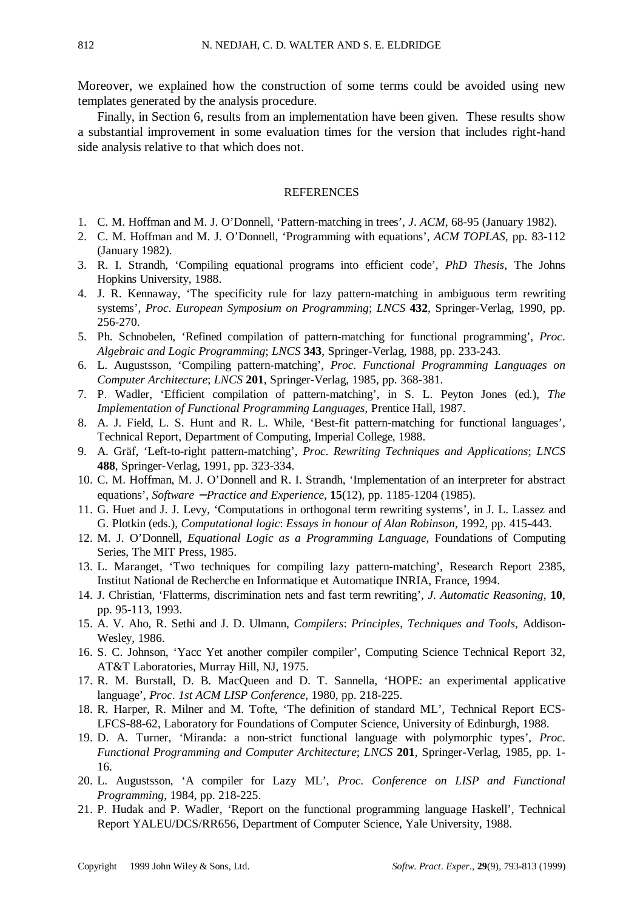Moreover, we explained how the construction of some terms could be avoided using new templates generated by the analysis procedure.

Finally, in Section 6, results from an implementation have been given. These results show a substantial improvement in some evaluation times for the version that includes right-hand side analysis relative to that which does not.

## REFERENCES

1. C. M. Hoffman and M. J. O'Donnell, 'Pattern-matching in trees', *J. ACM*, 68-95 (January 1982).
2. C. M. Hoffman and M. J. O'Donnell, 'Programming with equations', *ACM TOPLAS*, pp. 83-112 (January 1982).
3. R. I. Strandh, 'Compiling equational programs into efficient code', *PhD Thesis*, The Johns Hopkins University, 1988.
4. J. R. Kennaway, 'The specificity rule for lazy pattern-matching in ambiguous term rewriting systems', *Proc. European Symposium on Programming*; *LNCS* **432**, Springer-Verlag, 1990, pp. 256-270.
5. Ph. Schnobelen, 'Refined compilation of pattern-matching for functional programming', *Proc. Algebraic and Logic Programming*; *LNCS* **343**, Springer-Verlag, 1988, pp. 233-243.
6. L. Augustsson, 'Compiling pattern-matching', *Proc. Functional Programming Languages on Computer Architecture*; *LNCS* **201**, Springer-Verlag, 1985, pp. 368-381.
7. P. Wadler, 'Efficient compilation of pattern-matching', in S. L. Peyton Jones (ed.), *The Implementation of Functional Programming Languages*, Prentice Hall, 1987.
8. A. J. Field, L. S. Hunt and R. L. While, 'Best-fit pattern-matching for functional languages', Technical Report, Department of Computing, Imperial College, 1988.
9. A. Gräf, 'Left-to-right pattern-matching', *Proc. Rewriting Techniques and Applications*; *LNCS* **488**, Springer-Verlag, 1991, pp. 323-334.
10. C. M. Hoffman, M. J. O'Donnell and R. I. Strandh, 'Implementation of an interpreter for abstract equations', *Software −Practice and Experience*, **15**(12), pp. 1185-1204 (1985).
11. G. Huet and J. J. Levy, 'Computations in orthogonal term rewriting systems', in J. L. Lassez and G. Plotkin (eds.), *Computational logic*: *Essays in honour of Alan Robinson*, 1992, pp. 415-443.
12. M. J. O'Donnell, *Equational Logic as a Programming Language*, Foundations of Computing Series, The MIT Press, 1985.
13. L. Maranget, 'Two techniques for compiling lazy pattern-matching', Research Report 2385, Institut National de Recherche en Informatique et Automatique INRIA, France, 1994.
14. J. Christian, 'Flatterms, discrimination nets and fast term rewriting', *J. Automatic Reasoning*, **10**, pp. 95-113, 1993.
15. A. V. Aho, R. Sethi and J. D. Ulmann, *Compilers*: *Principles*, *Techniques and Tools*, Addison-Wesley, 1986.
16. S. C. Johnson, 'Yacc Yet another compiler compiler', Computing Science Technical Report 32, AT&T Laboratories, Murray Hill, NJ, 1975.
17. R. M. Burstall, D. B. MacQueen and D. T. Sannella, 'HOPE: an experimental applicative language', *Proc. 1st ACM LISP Conference*, 1980, pp. 218-225.
18. R. Harper, R. Milner and M. Tofte, 'The definition of standard ML', Technical Report ECS-LFCS-88-62, Laboratory for Foundations of Computer Science, University of Edinburgh, 1988.
19. D. A. Turner, 'Miranda: a non-strict functional language with polymorphic types', *Proc. Functional Programming and Computer Architecture*; *LNCS* **201**, Springer-Verlag, 1985, pp. 1-16.
20. L. Augustsson, 'A compiler for Lazy ML', *Proc. Conference on LISP and Functional Programming*, 1984, pp. 218-225.
21. P. Hudak and P. Wadler, 'Report on the functional programming language Haskell', Technical Report YALEU/DCS/RR656, Department of Computer Science, Yale University, 1988.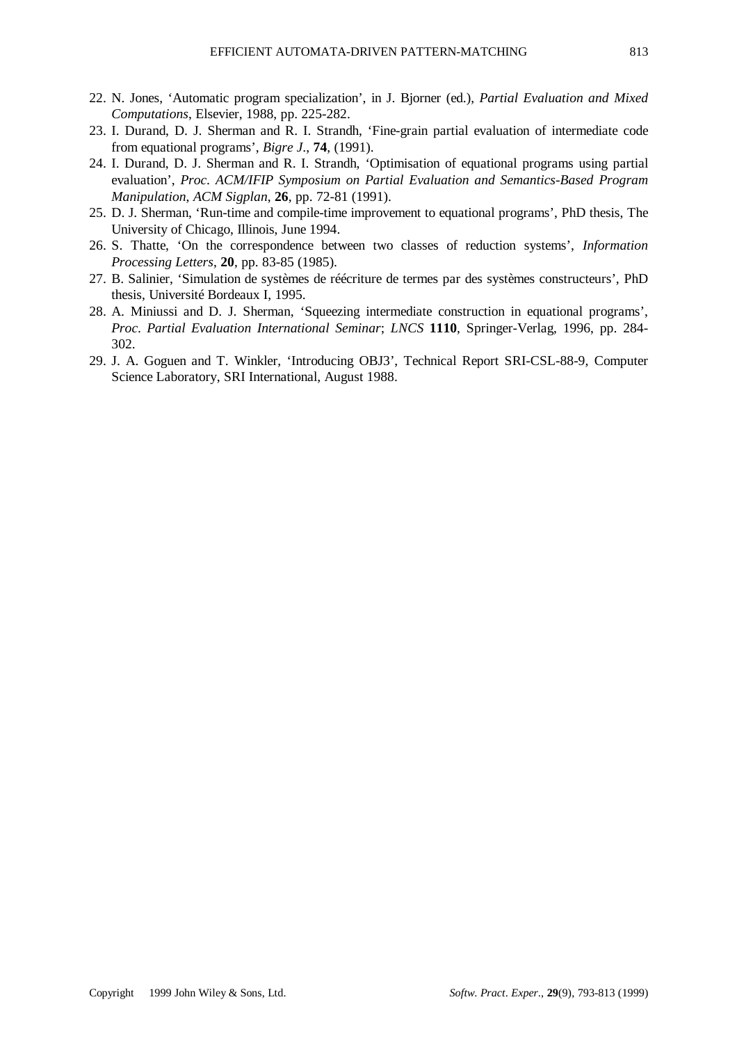22. N. Jones, ‘Automatic program specialization’, in J. Bjorner (ed.), *Partial Evaluation and Mixed Computations*, Elsevier, 1988, pp. 225-282.
23. I. Durand, D. J. Sherman and R. I. Strandh, ‘Fine-grain partial evaluation of intermediate code from equational programs’, *Bigre J*., **74**, (1991).
24. I. Durand, D. J. Sherman and R. I. Strandh, ‘Optimisation of equational programs using partial evaluation’, *Proc. ACM/IFIP Symposium on Partial Evaluation and Semantics-Based Program Manipulation*, *ACM Sigplan*, **26**, pp. 72-81 (1991).
25. D. J. Sherman, ‘Run-time and compile-time improvement to equational programs’, PhD thesis, The University of Chicago, Illinois, June 1994.
26. S. Thatte, ‘On the correspondence between two classes of reduction systems’, *Information Processing Letters*, **20**, pp. 83-85 (1985).
27. B. Salinier, ‘Simulation de systèmes de réécriture de termes par des systèmes constructeurs’, PhD thesis, Université Bordeaux I, 1995.
28. A. Miniussi and D. J. Sherman, ‘Squeezing intermediate construction in equational programs’, *Proc. Partial Evaluation International Seminar*; *LNCS* **1110**, Springer-Verlag, 1996, pp. 284-302.
29. J. A. Goguen and T. Winkler, ‘Introducing OBJ3’, Technical Report SRI-CSL-88-9, Computer Science Laboratory, SRI International, August 1988.